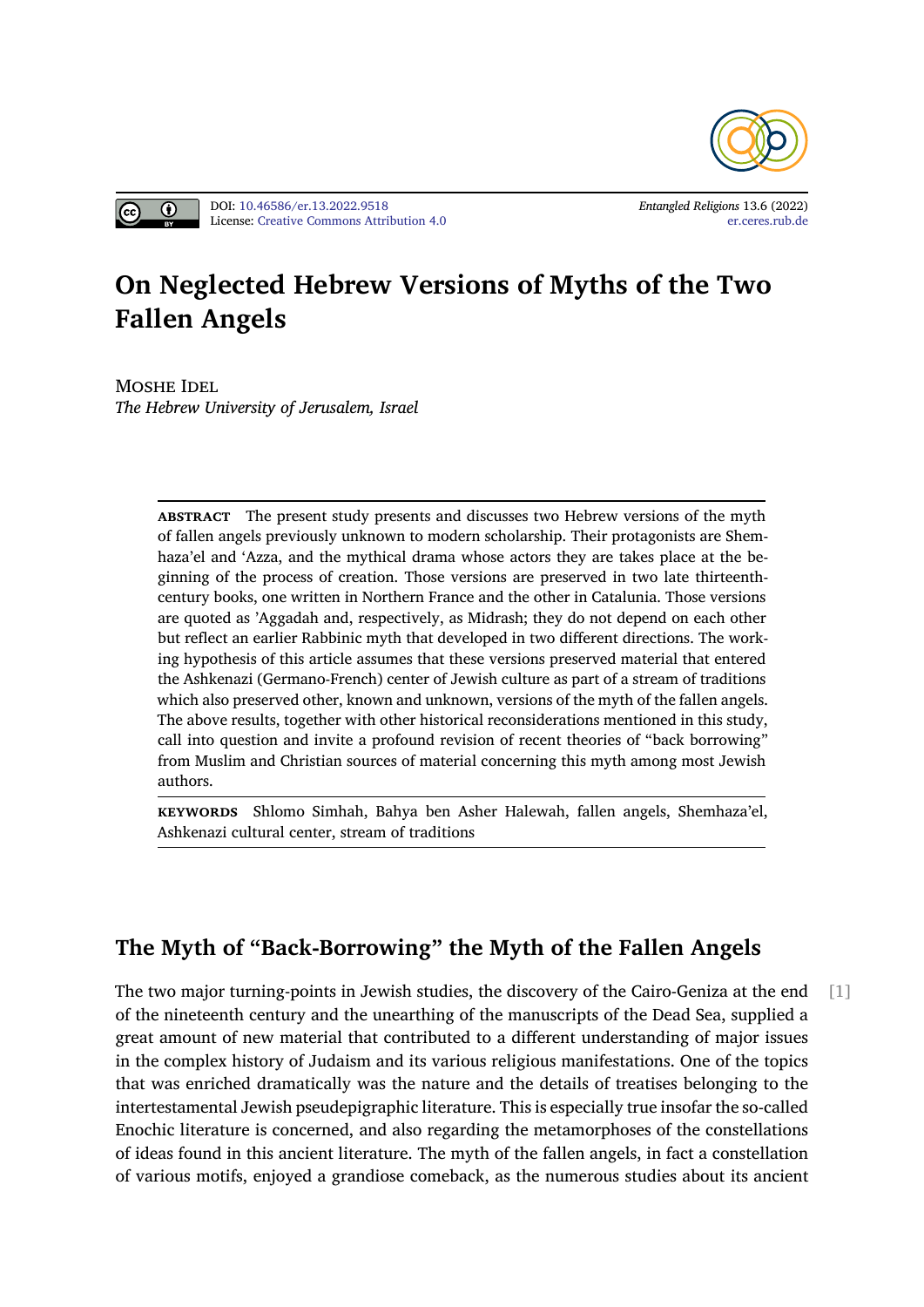DOI: 10.46586/er.13.2022.9518
License: Creative Commons Attribution 4.0

*Entangled Religions* 13.6 (2022)
er.ceres.rub.de

# On Neglected Hebrew Versions of Myths of the Two Fallen Angels

MOSHE IDEL
*The Hebrew University of Jerusalem, Israel*

**ABSTRACT** The present study presents and discusses two Hebrew versions of the myth of fallen angels previously unknown to modern scholarship. Their protagonists are Shemhaza'el and 'Azza, and the mythical drama whose actors they are takes place at the beginning of the process of creation. Those versions are preserved in two late thirteenth-century books, one written in Northern France and the other in Catalunia. Those versions are quoted as 'Aggadah and, respectively, as Midrash; they do not depend on each other but reflect an earlier Rabbinic myth that developed in two different directions. The working hypothesis of this article assumes that these versions preserved material that entered the Ashkenazi (Germano-French) center of Jewish culture as part of a stream of traditions which also preserved other, known and unknown, versions of the myth of the fallen angels. The above results, together with other historical reconsiderations mentioned in this study, call into question and invite a profound revision of recent theories of "back borrowing" from Muslim and Christian sources of material concerning this myth among most Jewish authors.

**KEYWORDS** Shlomo Simhah, Bahya ben Asher Halewah, fallen angels, Shemhaza'el, Ashkenazi cultural center, stream of traditions

## The Myth of "Back-Borrowing" the Myth of the Fallen Angels

[1] The two major turning-points in Jewish studies, the discovery of the Cairo-Geniza at the end of the nineteenth century and the unearthing of the manuscripts of the Dead Sea, supplied a great amount of new material that contributed to a different understanding of major issues in the complex history of Judaism and its various religious manifestations. One of the topics that was enriched dramatically was the nature and the details of treatises belonging to the intertestamental Jewish pseudepigraphic literature. This is especially true insofar the so-called Enochic literature is concerned, and also regarding the metamorphoses of the constellations of ideas found in this ancient literature. The myth of the fallen angels, in fact a constellation of various motifs, enjoyed a grandiose comeback, as the numerous studies about its ancient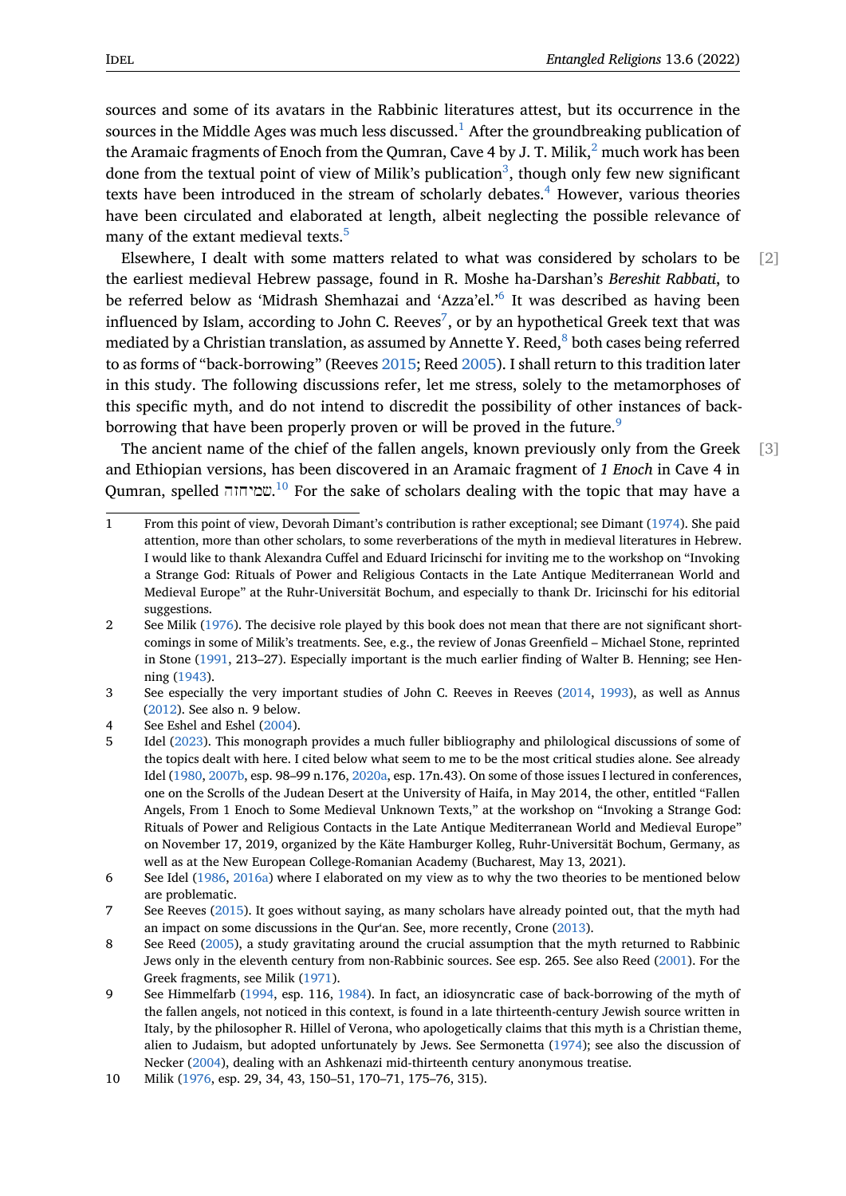sources and some of its avatars in the Rabbinic literatures attest, but its occurrence in the sources in the Middle Ages was much less discussed.[1] After the groundbreaking publication of the Aramaic fragments of Enoch from the Qumran, Cave 4 by J. T. Milik,[2] much work has been done from the textual point of view of Milik's publication[3], though only few new significant texts have been introduced in the stream of scholarly debates.[4] However, various theories have been circulated and elaborated at length, albeit neglecting the possible relevance of many of the extant medieval texts.[5]

[2] Elsewhere, I dealt with some matters related to what was considered by scholars to be the earliest medieval Hebrew passage, found in R. Moshe ha-Darshan's *Bereshit Rabbati*, to be referred below as 'Midrash Shemhazai and 'Azza'el.'[6] It was described as having been influenced by Islam, according to John C. Reeves[7], or by an hypothetical Greek text that was mediated by a Christian translation, as assumed by Annette Y. Reed,[8] both cases being referred to as forms of "back-borrowing" (Reeves 2015; Reed 2005). I shall return to this tradition later in this study. The following discussions refer, let me stress, solely to the metamorphoses of this specific myth, and do not intend to discredit the possibility of other instances of back-borrowing that have been properly proven or will be proved in the future.[9]

[3] The ancient name of the chief of the fallen angels, known previously only from the Greek and Ethiopian versions, has been discovered in an Aramaic fragment of *1 Enoch* in Cave 4 in Qumran, spelled שמיחזה.[10] For the sake of scholars dealing with the topic that may have a

---

1 From this point of view, Devorah Dimant's contribution is rather exceptional; see Dimant (1974). She paid attention, more than other scholars, to some reverberations of the myth in medieval literatures in Hebrew. I would like to thank Alexandra Cuffel and Eduard Iricinschi for inviting me to the workshop on "Invoking a Strange God: Rituals of Power and Religious Contacts in the Late Antique Mediterranean World and Medieval Europe" at the Ruhr-Universität Bochum, and especially to thank Dr. Iricinschi for his editorial suggestions.

2 See Milik (1976). The decisive role played by this book does not mean that there are not significant shortcomings in some of Milik's treatments. See, e.g., the review of Jonas Greenfield – Michael Stone, reprinted in Stone (1991, 213–27). Especially important is the much earlier finding of Walter B. Henning; see Henning (1943).

3 See especially the very important studies of John C. Reeves in Reeves (2014, 1993), as well as Annus (2012). See also n. 9 below.

4 See Eshel and Eshel (2004).

5 Idel (2023). This monograph provides a much fuller bibliography and philological discussions of some of the topics dealt with here. I cited below what seem to me to be the most critical studies alone. See already Idel (1980, 2007b, esp. 98–99 n.176, 2020a, esp. 17n.43). On some of those issues I lectured in conferences, one on the Scrolls of the Judean Desert at the University of Haifa, in May 2014, the other, entitled "Fallen Angels, From 1 Enoch to Some Medieval Unknown Texts," at the workshop on "Invoking a Strange God: Rituals of Power and Religious Contacts in the Late Antique Mediterranean World and Medieval Europe" on November 17, 2019, organized by the Käte Hamburger Kolleg, Ruhr-Universität Bochum, Germany, as well as at the New European College-Romanian Academy (Bucharest, May 13, 2021).

6 See Idel (1986, 2016a) where I elaborated on my view as to why the two theories to be mentioned below are problematic.

7 See Reeves (2015). It goes without saying, as many scholars have already pointed out, that the myth had an impact on some discussions in the Qur'an. See, more recently, Crone (2013).

8 See Reed (2005), a study gravitating around the crucial assumption that the myth returned to Rabbinic Jews only in the eleventh century from non-Rabbinic sources. See esp. 265. See also Reed (2001). For the Greek fragments, see Milik (1971).

9 See Himmelfarb (1994, esp. 116, 1984). In fact, an idiosyncratic case of back-borrowing of the myth of the fallen angels, not noticed in this context, is found in a late thirteenth-century Jewish source written in Italy, by the philosopher R. Hillel of Verona, who apologetically claims that this myth is a Christian theme, alien to Judaism, but adopted unfortunately by Jews. See Sermonetta (1974); see also the discussion of Necker (2004), dealing with an Ashkenazi mid-thirteenth century anonymous treatise.

10 Milik (1976, esp. 29, 34, 43, 150–51, 170–71, 175–76, 315).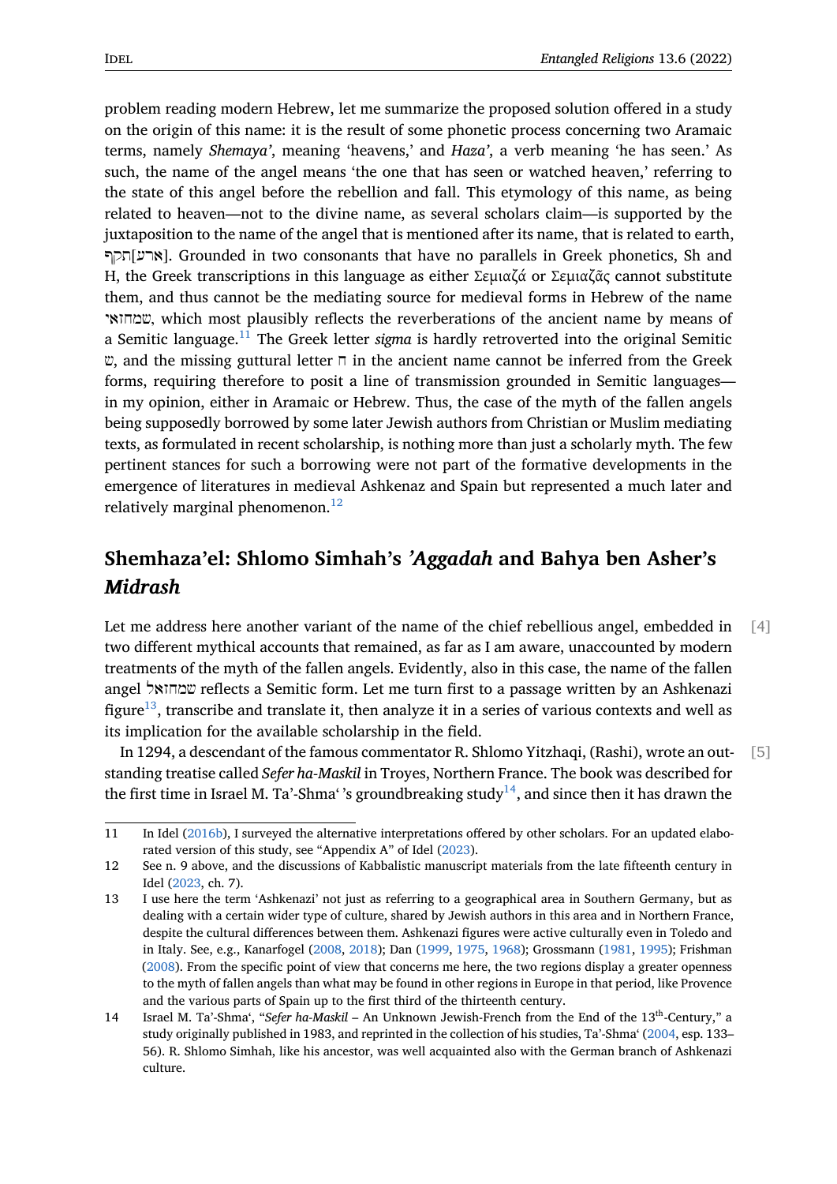problem reading modern Hebrew, let me summarize the proposed solution offered in a study on the origin of this name: it is the result of some phonetic process concerning two Aramaic terms, namely *Shemaya'*, meaning 'heavens,' and *Haza'*, a verb meaning 'he has seen.' As such, the name of the angel means 'the one that has seen or watched heaven,' referring to the state of this angel before the rebellion and fall. This etymology of this name, as being related to heaven—not to the divine name, as several scholars claim—is supported by the juxtaposition to the name of the angel that is mentioned after its name, that is related to earth, [ארע]תקף. Grounded in two consonants that have no parallels in Greek phonetics, Sh and H, the Greek transcriptions in this language as either Σεμιαζά or Σεμιαζᾶς cannot substitute them, and thus cannot be the mediating source for medieval forms in Hebrew of the name שמחזאי, which most plausibly reflects the reverberations of the ancient name by means of a Semitic language.[11] The Greek letter *sigma* is hardly retroverted into the original Semitic ש, and the missing guttural letter ח in the ancient name cannot be inferred from the Greek forms, requiring therefore to posit a line of transmission grounded in Semitic languages—in my opinion, either in Aramaic or Hebrew. Thus, the case of the myth of the fallen angels being supposedly borrowed by some later Jewish authors from Christian or Muslim mediating texts, as formulated in recent scholarship, is nothing more than just a scholarly myth. The few pertinent stances for such a borrowing were not part of the formative developments in the emergence of literatures in medieval Ashkenaz and Spain but represented a much later and relatively marginal phenomenon.[12]

## Shemhaza'el: Shlomo Simhah's *'Aggadah* and Bahya ben Asher's *Midrash*

[4] Let me address here another variant of the name of the chief rebellious angel, embedded in two different mythical accounts that remained, as far as I am aware, unaccounted by modern treatments of the myth of the fallen angels. Evidently, also in this case, the name of the fallen angel שמחזאל reflects a Semitic form. Let me turn first to a passage written by an Ashkenazi figure[13], transcribe and translate it, then analyze it in a series of various contexts and well as its implication for the available scholarship in the field.

[5] In 1294, a descendant of the famous commentator R. Shlomo Yitzhaqi, (Rashi), wrote an outstanding treatise called *Sefer ha-Maskil* in Troyes, Northern France. The book was described for the first time in Israel M. Ta'-Shma' 's groundbreaking study[14], and since then it has drawn the

---

11 In Idel (2016b), I surveyed the alternative interpretations offered by other scholars. For an updated elaborated version of this study, see "Appendix A" of Idel (2023).

12 See n. 9 above, and the discussions of Kabbalistic manuscript materials from the late fifteenth century in Idel (2023, ch. 7).

13 I use here the term 'Ashkenazi' not just as referring to a geographical area in Southern Germany, but as dealing with a certain wider type of culture, shared by Jewish authors in this area and in Northern France, despite the cultural differences between them. Ashkenazi figures were active culturally even in Toledo and in Italy. See, e.g., Kanarfogel (2008, 2018); Dan (1999, 1975, 1968); Grossmann (1981, 1995); Frishman (2008). From the specific point of view that concerns me here, the two regions display a greater openness to the myth of fallen angels than what may be found in other regions in Europe in that period, like Provence and the various parts of Spain up to the first third of the thirteenth century.

14 Israel M. Ta'-Shma', "*Sefer ha-Maskil* – An Unknown Jewish-French from the End of the 13th-Century," a study originally published in 1983, and reprinted in the collection of his studies, Ta'-Shma' (2004, esp. 133–56). R. Shlomo Simhah, like his ancestor, was well acquainted also with the German branch of Ashkenazi culture.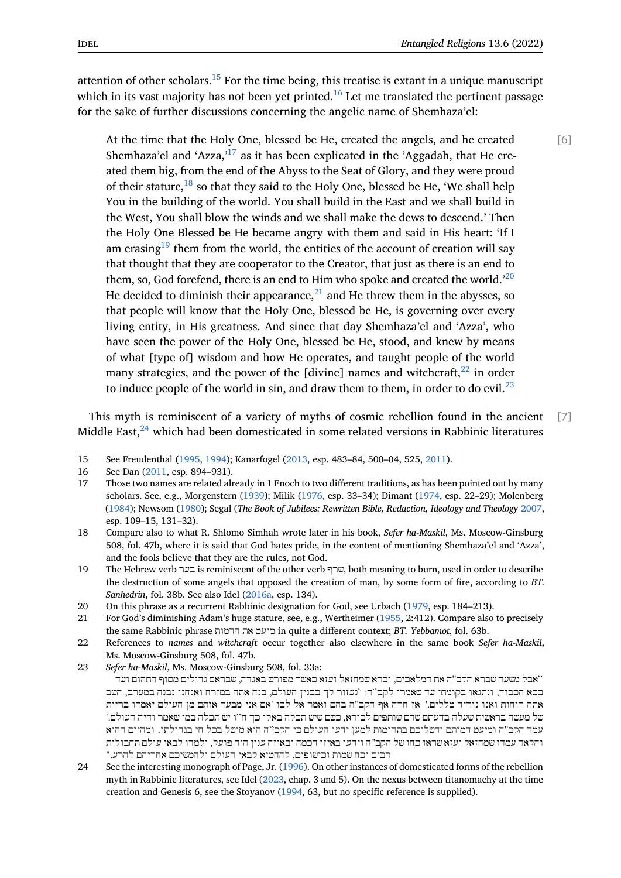attention of other scholars.[15] For the time being, this treatise is extant in a unique manuscript which in its vast majority has not been yet printed.[16] Let me translated the pertinent passage for the sake of further discussions concerning the angelic name of Shemhaza'el:

> At the time that the Holy One, blessed be He, created the angels, and he created Shemhaza'el and 'Azza,'[17] as it has been explicated in the 'Aggadah, that He created them big, from the end of the Abyss to the Seat of Glory, and they were proud of their stature,[18] so that they said to the Holy One, blessed be He, 'We shall help You in the building of the world. You shall build in the East and we shall build in the West, You shall blow the winds and we shall make the dews to descend.' Then the Holy One Blessed be He became angry with them and said in His heart: 'If I am erasing[19] them from the world, the entities of the account of creation will say that thought that they are cooperator to the Creator, that just as there is an end to them, so, God forefend, there is an end to Him who spoke and created the world.'[20] He decided to diminish their appearance,[21] and He threw them in the abysses, so that people will know that the Holy One, blessed be He, is governing over every living entity, in His greatness. And since that day Shemhaza'el and 'Azza', who have seen the power of the Holy One, blessed be He, stood, and knew by means of what [type of] wisdom and how He operates, and taught people of the world many strategies, and the power of the [divine] names and witchcraft,[22] in order to induce people of the world in sin, and draw them to them, in order to do evil.[23] [6]

This myth is reminiscent of a variety of myths of cosmic rebellion found in the ancient Middle East,[24] which had been domesticated in some related versions in Rabbinic literatures [7]

---

15 See Freudenthal (1995, 1994); Kanarfogel (2013, esp. 483–84, 500–04, 525, 2011).

16 See Dan (2011, esp. 894–931).

17 Those two names are related already in 1 Enoch to two different traditions, as has been pointed out by many scholars. See, e.g., Morgenstern (1939); Milik (1976, esp. 33–34); Dimant (1974, esp. 22–29); Molenberg (1984); Newsom (1980); Segal (*The Book of Jubilees: Rewritten Bible, Redaction, Ideology and Theology* 2007, esp. 109–15, 131–32).

18 Compare also to what R. Shlomo Simhah wrote later in his book, *Sefer ha-Maskil*, Ms. Moscow-Ginsburg 508, fol. 47b, where it is said that God hates pride, in the content of mentioning Shemhaza'el and 'Azza', and the fools believe that they are the rules, not God.

19 The Hebrew verb בער is reminiscent of the other verb שרף, both meaning to burn, used in order to describe the destruction of some angels that opposed the creation of man, by some form of fire, according to *BT. Sanhedrin*, fol. 38b. See also Idel (2016a, esp. 134).

20 On this phrase as a recurrent Rabbinic designation for God, see Urbach (1979, esp. 184–213).

21 For God's diminishing Adam's huge stature, see, e.g., Wertheimer (1955, 2:412). Compare also to precisely the same Rabbinic phrase מיעט את הדמות in quite a different context; *BT. Yebbamot*, fol. 63b.

22 References to *names* and *witchcraft* occur together also elsewhere in the same book *Sefer ha-Maskil*, Ms. Moscow-Ginsburg 508, fol. 47b.

23 *Sefer ha-Maskil*, Ms. Moscow-Ginsburg 508, fol. 33a:
"אבל משעה שברא הקב"ה את המלאכים, וברא שמחזאל ועזא כאשר מפורש באגדה, שבראם גדולים מסוף התהום ועד כסא הכבוד, ונתגאו בקומתן עד שאמרו לקב"ה: 'נעזור לך בבנין העולם, בנה אתה במזרח ואנחנו נבנה במערב, השב אתה רוחות ואנו נוריד טללים.' אז חרה אף הקב"ה בהם ואמר אל לבו 'אם אני מבער אותם מן העולם יאמרו בריות של מעשה בראשית שעלה בדעתם שהם שותפים לבורא, כשם שיש תכלה באלו כך ח"ו יש תכלה במי שאמר והיה העולם.' עמד הקב"ה ומיעט דמותם והשליכם בתהומות למען ידעו העולם כי הקב"ה הוא מושל בכל חי בגדולתו. ומהיום ההוא והלאה עמדו שמחזאל ועזא שראו כחו של הקב"ה וידעו באיזו חכמה ובאיזה ענין היה פועל, ולמדו לבאי עולם תחבולות רבים וכח שמות וכישופים, להחטיא לבאי העולם ולהמשיכם אחריהם להרע."

24 See the interesting monograph of Page, Jr. (1996). On other instances of domesticated forms of the rebellion myth in Rabbinic literatures, see Idel (2023, chap. 3 and 5). On the nexus between titanomachy at the time creation and Genesis 6, see the Stoyanov (1994, 63, but no specific reference is supplied).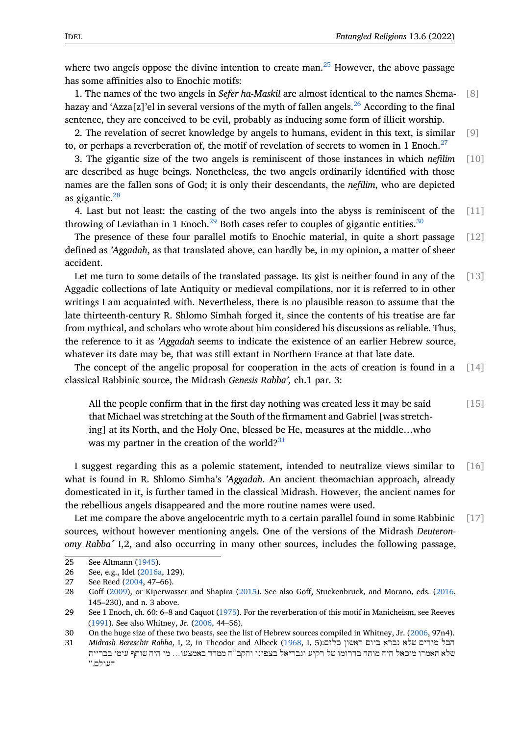where two angels oppose the divine intention to create man.[25] However, the above passage has some affinities also to Enochic motifs:

1. The names of the two angels in *Sefer ha-Maskil* are almost identical to the names Shemahazay and 'Azza[z]'el in several versions of the myth of fallen angels.[26] According to the final sentence, they are conceived to be evil, probably as inducing some form of illicit worship. [8]

2. The revelation of secret knowledge by angels to humans, evident in this text, is similar to, or perhaps a reverberation of, the motif of revelation of secrets to women in 1 Enoch.[27] [9]

3. The gigantic size of the two angels is reminiscent of those instances in which *nefilim* are described as huge beings. Nonetheless, the two angels ordinarily identified with those names are the fallen sons of God; it is only their descendants, the *nefilim*, who are depicted as gigantic.[28] [10]

4. Last but not least: the casting of the two angels into the abyss is reminiscent of the throwing of Leviathan in 1 Enoch.[29] Both cases refer to couples of gigantic entities.[30] [11]

The presence of these four parallel motifs to Enochic material, in quite a short passage defined as *'Aggadah*, as that translated above, can hardly be, in my opinion, a matter of sheer accident. [12]

Let me turn to some details of the translated passage. Its gist is neither found in any of the Aggadic collections of late Antiquity or medieval compilations, nor it is referred to in other writings I am acquainted with. Nevertheless, there is no plausible reason to assume that the late thirteenth-century R. Shlomo Simhah forged it, since the contents of his treatise are far from mythical, and scholars who wrote about him considered his discussions as reliable. Thus, the reference to it as *'Aggadah* seems to indicate the existence of an earlier Hebrew source, whatever its date may be, that was still extant in Northern France at that late date. [13]

The concept of the angelic proposal for cooperation in the acts of creation is found in a classical Rabbinic source, the Midrash *Genesis Rabba',* ch.1 par. 3: [14]

> All the people confirm that in the first day nothing was created less it may be said that Michael was stretching at the South of the firmament and Gabriel [was stretching] at its North, and the Holy One, blessed be He, measures at the middle…who was my partner in the creation of the world?[31] [15]

I suggest regarding this as a polemic statement, intended to neutralize views similar to what is found in R. Shlomo Simha's *'Aggadah*. An ancient theomachian approach, already domesticated in it, is further tamed in the classical Midrash. However, the ancient names for the rebellious angels disappeared and the more routine names were used. [16]

Let me compare the above angelocentric myth to a certain parallel found in some Rabbinic sources, without however mentioning angels. One of the versions of the Midrash *Deuteronomy Rabba´* I,2, and also occurring in many other sources, includes the following passage, [17]

---

25 See Altmann (1945).

26 See, e.g., Idel (2016a, 129).

27 See Reed (2004, 47–66).

28 Goff (2009), or Kiperwasser and Shapira (2015). See also Goff, Stuckenbruck, and Morano, eds. (2016, 145–230), and n. 3 above.

29 See 1 Enoch, ch. 60: 6–8 and Caquot (1975). For the reverberation of this motif in Manicheism, see Reeves (1991). See also Whitney, Jr. (2006, 44–56).

30 On the huge size of these two beasts, see the list of Hebrew sources compiled in Whitney, Jr. (2006, 97n4).

31 *Midrash Bereschit Rabba*, I, 2, in Theodor and Albeck (1968, I, 5):הכל מודים שלא נברא ביום ראשון כלום שלא תאמרו מיכאל היה מותח בדרומו של רקיע וגבריאל בצפונו והקב"ה ממדד באמצעו... מי היה שותף עימי בבריית העולם."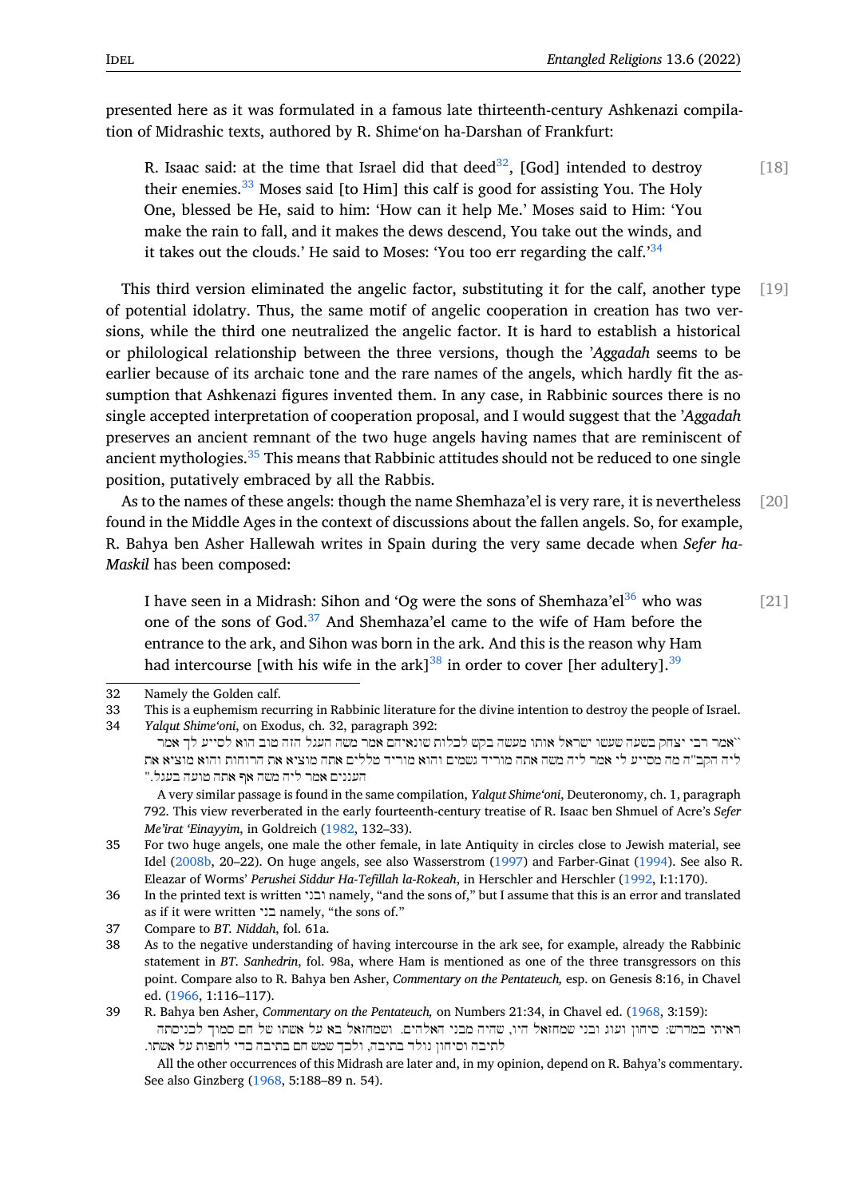presented here as it was formulated in a famous late thirteenth-century Ashkenazi compilation of Midrashic texts, authored by R. Shime'on ha-Darshan of Frankfurt:

> R. Isaac said: at the time that Israel did that deed[32], [God] intended to destroy their enemies.[33] Moses said [to Him] this calf is good for assisting You. The Holy One, blessed be He, said to him: 'How can it help Me.' Moses said to Him: 'You make the rain to fall, and it makes the dews descend, You take out the winds, and it takes out the clouds.' He said to Moses: 'You too err regarding the calf.'[34] [18]

This third version eliminated the angelic factor, substituting it for the calf, another type of potential idolatry. Thus, the same motif of angelic cooperation in creation has two versions, while the third one neutralized the angelic factor. It is hard to establish a historical or philological relationship between the three versions, though the *'Aggadah* seems to be earlier because of its archaic tone and the rare names of the angels, which hardly fit the assumption that Ashkenazi figures invented them. In any case, in Rabbinic sources there is no single accepted interpretation of cooperation proposal, and I would suggest that the *'Aggadah* preserves an ancient remnant of the two huge angels having names that are reminiscent of ancient mythologies.[35] This means that Rabbinic attitudes should not be reduced to one single position, putatively embraced by all the Rabbis. [19]

As to the names of these angels: though the name Shemhaza'el is very rare, it is nevertheless found in the Middle Ages in the context of discussions about the fallen angels. So, for example, R. Bahya ben Asher Hallewah writes in Spain during the very same decade when *Sefer ha-Maskil* has been composed: [20]

> I have seen in a Midrash: Sihon and 'Og were the sons of Shemhaza'el[36] who was one of the sons of God.[37] And Shemhaza'el came to the wife of Ham before the entrance to the ark, and Sihon was born in the ark. And this is the reason why Ham had intercourse [with his wife in the ark][38] in order to cover [her adultery].[39] [21]

---

32 Namely the Golden calf.

33 This is a euphemism recurring in Rabbinic literature for the divine intention to destroy the people of Israel.

34 *Yalqut Shime'oni*, on Exodus, ch. 32, paragraph 392:
"אמר רבי יצחק בשעה שעשו ישראל אותו מעשה בקש לכלות שונאיהם אמר משה העגל הזה טוב הוא לסייע לך אמר ליה הקב"ה מה מסייע לי אמר ליה משה אתה מוריד גשמים והוא מוריד טללים אתה מוציא את הרוחות והוא מוציא את העננים אמר ליה משה אף אתה טועה בעגל."
A very similar passage is found in the same compilation, *Yalqut Shime'oni*, Deuteronomy, ch. 1, paragraph 792. This view reverberated in the early fourteenth-century treatise of R. Isaac ben Shmuel of Acre's *Sefer Me'irat 'Einayyim*, in Goldreich (1982, 132–33).

35 For two huge angels, one male the other female, in late Antiquity in circles close to Jewish material, see Idel (2008b, 20–22). On huge angels, see also Wasserstrom (1997) and Farber-Ginat (1994). See also R. Eleazar of Worms' *Perushei Siddur Ha-Tefillah la-Rokeah*, in Herschler and Herschler (1992, I:1:170).

36 In the printed text is written ובני namely, "and the sons of," but I assume that this is an error and translated as if it were written בני namely, "the sons of."

37 Compare to *BT. Niddah*, fol. 61a.

38 As to the negative understanding of having intercourse in the ark see, for example, already the Rabbinic statement in *BT. Sanhedrin*, fol. 98a, where Ham is mentioned as one of the three transgressors on this point. Compare also to R. Bahya ben Asher, *Commentary on the Pentateuch,* esp. on Genesis 8:16, in Chavel ed. (1966, 1:116–117).

39 R. Bahya ben Asher, *Commentary on the Pentateuch,* on Numbers 21:34, in Chavel ed. (1968, 3:159):
ראיתי במדרש: סיחון ועוג ובני שמחזאל היו, שהיה מבני האלהים. ושמחזאל בא על אשתו של חם סמוך לכניסתה לתיבה וסיחון נולד בתיבה, ולכך שמש חם בתיבה כדי לחפות על אשתו.
All the other occurrences of this Midrash are later and, in my opinion, depend on R. Bahya's commentary. See also Ginzberg (1968, 5:188–89 n. 54).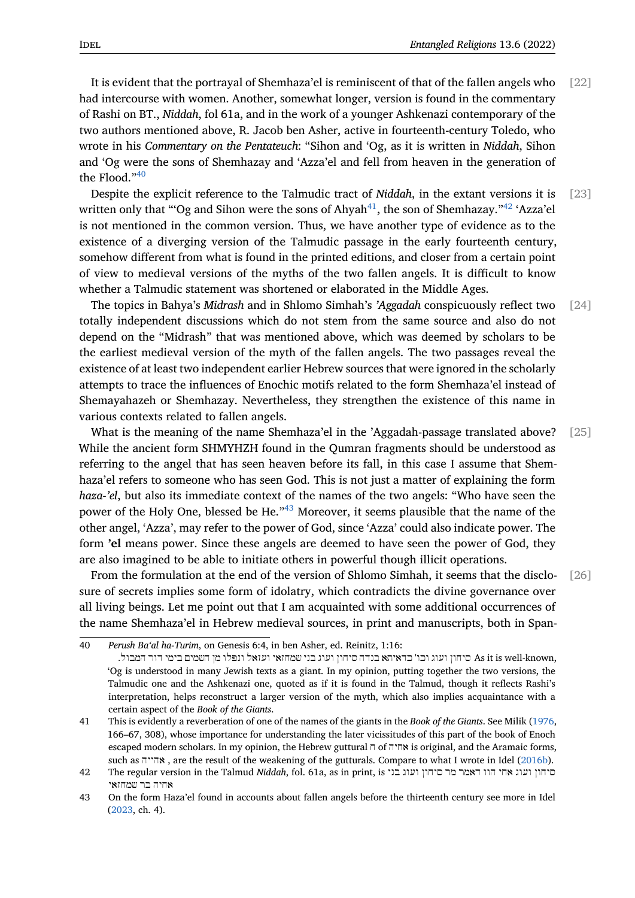It is evident that the portrayal of Shemhaza'el is reminiscent of that of the fallen angels who had intercourse with women. Another, somewhat longer, version is found in the commentary of Rashi on BT., *Niddah*, fol 61a, and in the work of a younger Ashkenazi contemporary of the two authors mentioned above, R. Jacob ben Asher, active in fourteenth-century Toledo, who wrote in his *Commentary on the Pentateuch*: "Sihon and 'Og, as it is written in *Niddah*, Sihon and 'Og were the sons of Shemhazay and 'Azza'el and fell from heaven in the generation of the Flood."[40] [22]

Despite the explicit reference to the Talmudic tract of *Niddah*, in the extant versions it is written only that "'Og and Sihon were the sons of Ahyah[41], the son of Shemhazay."[42] 'Azza'el is not mentioned in the common version. Thus, we have another type of evidence as to the existence of a diverging version of the Talmudic passage in the early fourteenth century, somehow different from what is found in the printed editions, and closer from a certain point of view to medieval versions of the myths of the two fallen angels. It is difficult to know whether a Talmudic statement was shortened or elaborated in the Middle Ages. [23]

The topics in Bahya's *Midrash* and in Shlomo Simhah's *'Aggadah* conspicuously reflect two totally independent discussions which do not stem from the same source and also do not depend on the "Midrash" that was mentioned above, which was deemed by scholars to be the earliest medieval version of the myth of the fallen angels. The two passages reveal the existence of at least two independent earlier Hebrew sources that were ignored in the scholarly attempts to trace the influences of Enochic motifs related to the form Shemhaza'el instead of Shemayahazeh or Shemhazay. Nevertheless, they strengthen the existence of this name in various contexts related to fallen angels. [24]

What is the meaning of the name Shemhaza'el in the 'Aggadah-passage translated above? While the ancient form SHMYHZH found in the Qumran fragments should be understood as referring to the angel that has seen heaven before its fall, in this case I assume that Shemhaza'el refers to someone who has seen God. This is not just a matter of explaining the form *haza-'el*, but also its immediate context of the names of the two angels: "Who have seen the power of the Holy One, blessed be He."[43] Moreover, it seems plausible that the name of the other angel, 'Azza', may refer to the power of God, since 'Azza' could also indicate power. The form **'el** means power. Since these angels are deemed to have seen the power of God, they are also imagined to be able to initiate others in powerful though illicit operations. [25]

From the formulation at the end of the version of Shlomo Simhah, it seems that the disclosure of secrets implies some form of idolatry, which contradicts the divine governance over all living beings. Let me point out that I am acquainted with some additional occurrences of the name Shemhaza'el in Hebrew medieval sources, in print and manuscripts, both in Span- [26]

---

40 *Perush Ba'al ha-Turim*, on Genesis 6:4, in ben Asher, ed. Reinitz, 1:16: סיחון ועוג וכו' בדאיתא בנדה סיחון ועוג בני שמחזאי ועזאל ונפלו מן השמים בימי דור המבול. As it is well-known, 'Og is understood in many Jewish texts as a giant. In my opinion, putting together the two versions, the Talmudic one and the Ashkenazi one, quoted as if it is found in the Talmud, though it reflects Rashi's interpretation, helps reconstruct a larger version of the myth, which also implies acquaintance with a certain aspect of the *Book of the Giants*.

41 This is evidently a reverberation of one of the names of the giants in the *Book of the Giants*. See Milik (1976, 166–67, 308), whose importance for understanding the later vicissitudes of this part of the book of Enoch escaped modern scholars. In my opinion, the Hebrew guttural ח of אחיה is original, and the Aramaic forms, such as אהייא , are the result of the weakening of the gutturals. Compare to what I wrote in Idel (2016b).

42 The regular version in the Talmud *Niddah*, fol. 61a, as in print, is סיחון ועוג אחי הוו דאמר מר סיחון ועוג בני אחיה בר שמחזאי

43 On the form Haza'el found in accounts about fallen angels before the thirteenth century see more in Idel (2023, ch. 4).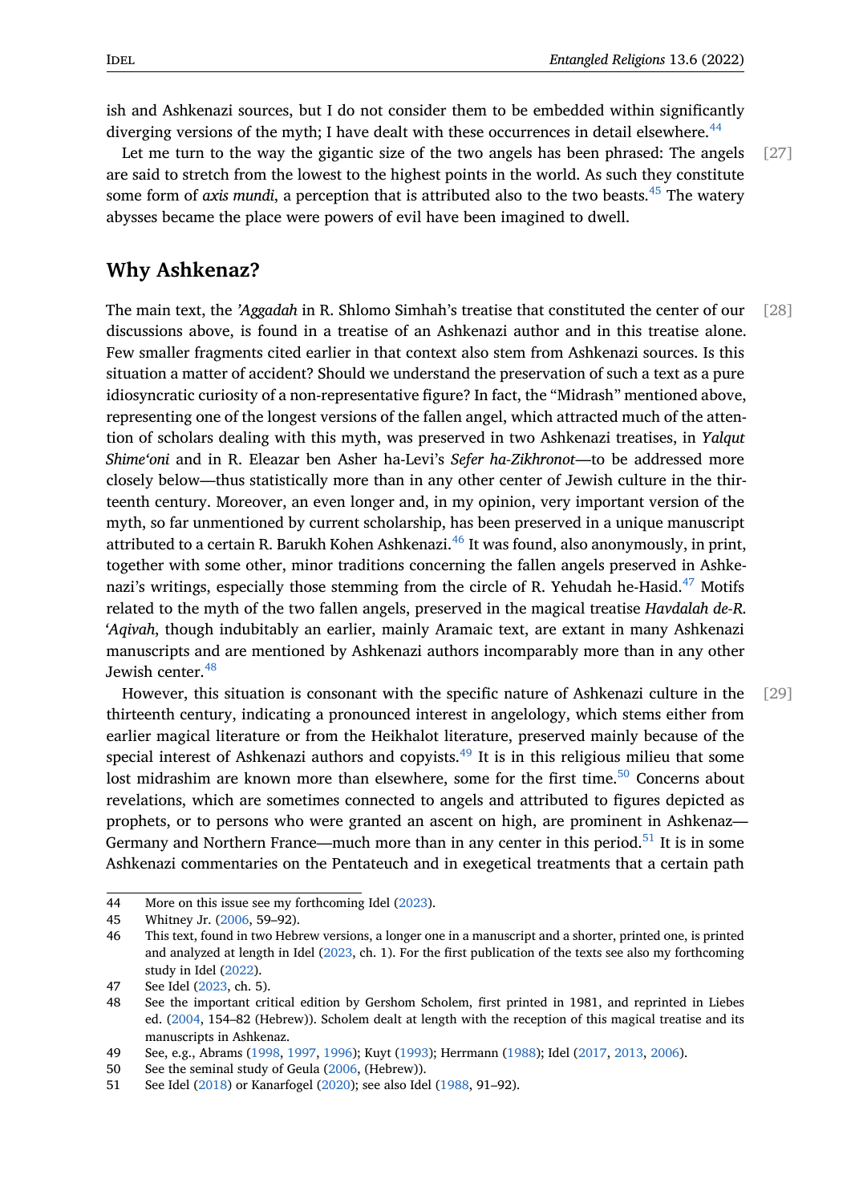ish and Ashkenazi sources, but I do not consider them to be embedded within significantly diverging versions of the myth; I have dealt with these occurrences in detail elsewhere.[44]

[27] Let me turn to the way the gigantic size of the two angels has been phrased: The angels are said to stretch from the lowest to the highest points in the world. As such they constitute some form of *axis mundi*, a perception that is attributed also to the two beasts.[45] The watery abysses became the place were powers of evil have been imagined to dwell.

## Why Ashkenaz?

[28] The main text, the *'Aggadah* in R. Shlomo Simhah's treatise that constituted the center of our discussions above, is found in a treatise of an Ashkenazi author and in this treatise alone. Few smaller fragments cited earlier in that context also stem from Ashkenazi sources. Is this situation a matter of accident? Should we understand the preservation of such a text as a pure idiosyncratic curiosity of a non-representative figure? In fact, the "Midrash" mentioned above, representing one of the longest versions of the fallen angel, which attracted much of the attention of scholars dealing with this myth, was preserved in two Ashkenazi treatises, in *Yalqut Shime'oni* and in R. Eleazar ben Asher ha-Levi's *Sefer ha-Zikhronot*—to be addressed more closely below—thus statistically more than in any other center of Jewish culture in the thirteenth century. Moreover, an even longer and, in my opinion, very important version of the myth, so far unmentioned by current scholarship, has been preserved in a unique manuscript attributed to a certain R. Barukh Kohen Ashkenazi.[46] It was found, also anonymously, in print, together with some other, minor traditions concerning the fallen angels preserved in Ashkenazi's writings, especially those stemming from the circle of R. Yehudah he-Hasid.[47] Motifs related to the myth of the two fallen angels, preserved in the magical treatise *Havdalah de-R. 'Aqivah*, though indubitably an earlier, mainly Aramaic text, are extant in many Ashkenazi manuscripts and are mentioned by Ashkenazi authors incomparably more than in any other Jewish center.[48]

[29] However, this situation is consonant with the specific nature of Ashkenazi culture in the thirteenth century, indicating a pronounced interest in angelology, which stems either from earlier magical literature or from the Heikhalot literature, preserved mainly because of the special interest of Ashkenazi authors and copyists.[49] It is in this religious milieu that some lost midrashim are known more than elsewhere, some for the first time.[50] Concerns about revelations, which are sometimes connected to angels and attributed to figures depicted as prophets, or to persons who were granted an ascent on high, are prominent in Ashkenaz—Germany and Northern France—much more than in any center in this period.[51] It is in some Ashkenazi commentaries on the Pentateuch and in exegetical treatments that a certain path

---

44 More on this issue see my forthcoming Idel (2023).

45 Whitney Jr. (2006, 59–92).

46 This text, found in two Hebrew versions, a longer one in a manuscript and a shorter, printed one, is printed and analyzed at length in Idel (2023, ch. 1). For the first publication of the texts see also my forthcoming study in Idel (2022).

47 See Idel (2023, ch. 5).

48 See the important critical edition by Gershom Scholem, first printed in 1981, and reprinted in Liebes ed. (2004, 154–82 (Hebrew)). Scholem dealt at length with the reception of this magical treatise and its manuscripts in Ashkenaz.

49 See, e.g., Abrams (1998, 1997, 1996); Kuyt (1993); Herrmann (1988); Idel (2017, 2013, 2006).

50 See the seminal study of Geula (2006, (Hebrew)).

51 See Idel (2018) or Kanarfogel (2020); see also Idel (1988, 91–92).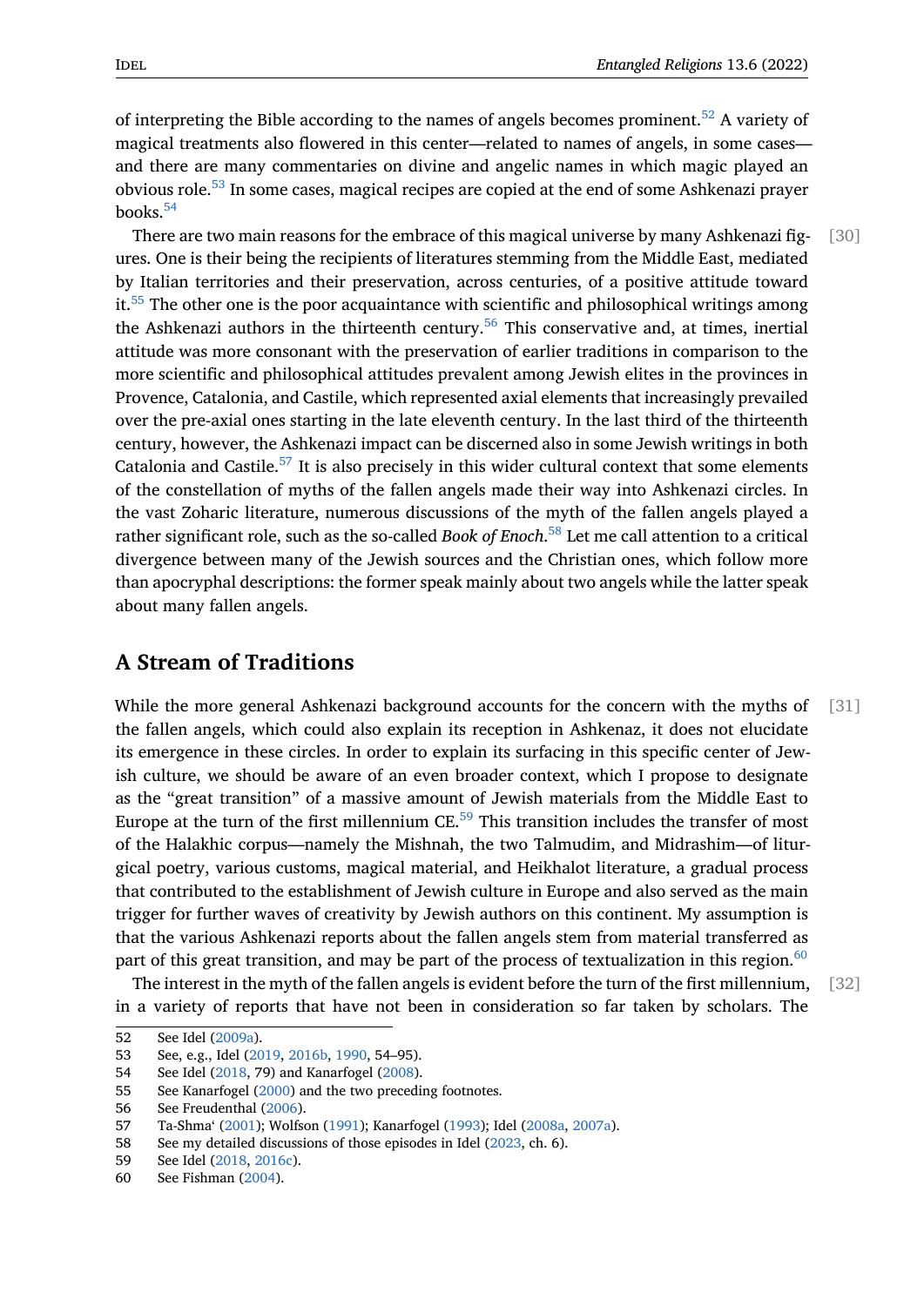of interpreting the Bible according to the names of angels becomes prominent.[52] A variety of magical treatments also flowered in this center—related to names of angels, in some cases—and there are many commentaries on divine and angelic names in which magic played an obvious role.[53] In some cases, magical recipes are copied at the end of some Ashkenazi prayer books.[54]

[30] There are two main reasons for the embrace of this magical universe by many Ashkenazi figures. One is their being the recipients of literatures stemming from the Middle East, mediated by Italian territories and their preservation, across centuries, of a positive attitude toward it.[55] The other one is the poor acquaintance with scientific and philosophical writings among the Ashkenazi authors in the thirteenth century.[56] This conservative and, at times, inertial attitude was more consonant with the preservation of earlier traditions in comparison to the more scientific and philosophical attitudes prevalent among Jewish elites in the provinces in Provence, Catalonia, and Castile, which represented axial elements that increasingly prevailed over the pre-axial ones starting in the late eleventh century. In the last third of the thirteenth century, however, the Ashkenazi impact can be discerned also in some Jewish writings in both Catalonia and Castile.[57] It is also precisely in this wider cultural context that some elements of the constellation of myths of the fallen angels made their way into Ashkenazi circles. In the vast Zoharic literature, numerous discussions of the myth of the fallen angels played a rather significant role, such as the so-called *Book of Enoch*.[58] Let me call attention to a critical divergence between many of the Jewish sources and the Christian ones, which follow more than apocryphal descriptions: the former speak mainly about two angels while the latter speak about many fallen angels.

## A Stream of Traditions

[31] While the more general Ashkenazi background accounts for the concern with the myths of the fallen angels, which could also explain its reception in Ashkenaz, it does not elucidate its emergence in these circles. In order to explain its surfacing in this specific center of Jewish culture, we should be aware of an even broader context, which I propose to designate as the "great transition" of a massive amount of Jewish materials from the Middle East to Europe at the turn of the first millennium CE.[59] This transition includes the transfer of most of the Halakhic corpus—namely the Mishnah, the two Talmudim, and Midrashim—of liturgical poetry, various customs, magical material, and Heikhalot literature, a gradual process that contributed to the establishment of Jewish culture in Europe and also served as the main trigger for further waves of creativity by Jewish authors on this continent. My assumption is that the various Ashkenazi reports about the fallen angels stem from material transferred as part of this great transition, and may be part of the process of textualization in this region.[60]

[32] The interest in the myth of the fallen angels is evident before the turn of the first millennium, in a variety of reports that have not been in consideration so far taken by scholars. The

52 See Idel (2009a).
53 See, e.g., Idel (2019, 2016b, 1990, 54–95).
54 See Idel (2018, 79) and Kanarfogel (2008).
55 See Kanarfogel (2000) and the two preceding footnotes.
56 See Freudenthal (2006).
57 Ta-Shma' (2001); Wolfson (1991); Kanarfogel (1993); Idel (2008a, 2007a).
58 See my detailed discussions of those episodes in Idel (2023, ch. 6).
59 See Idel (2018, 2016c).
60 See Fishman (2004).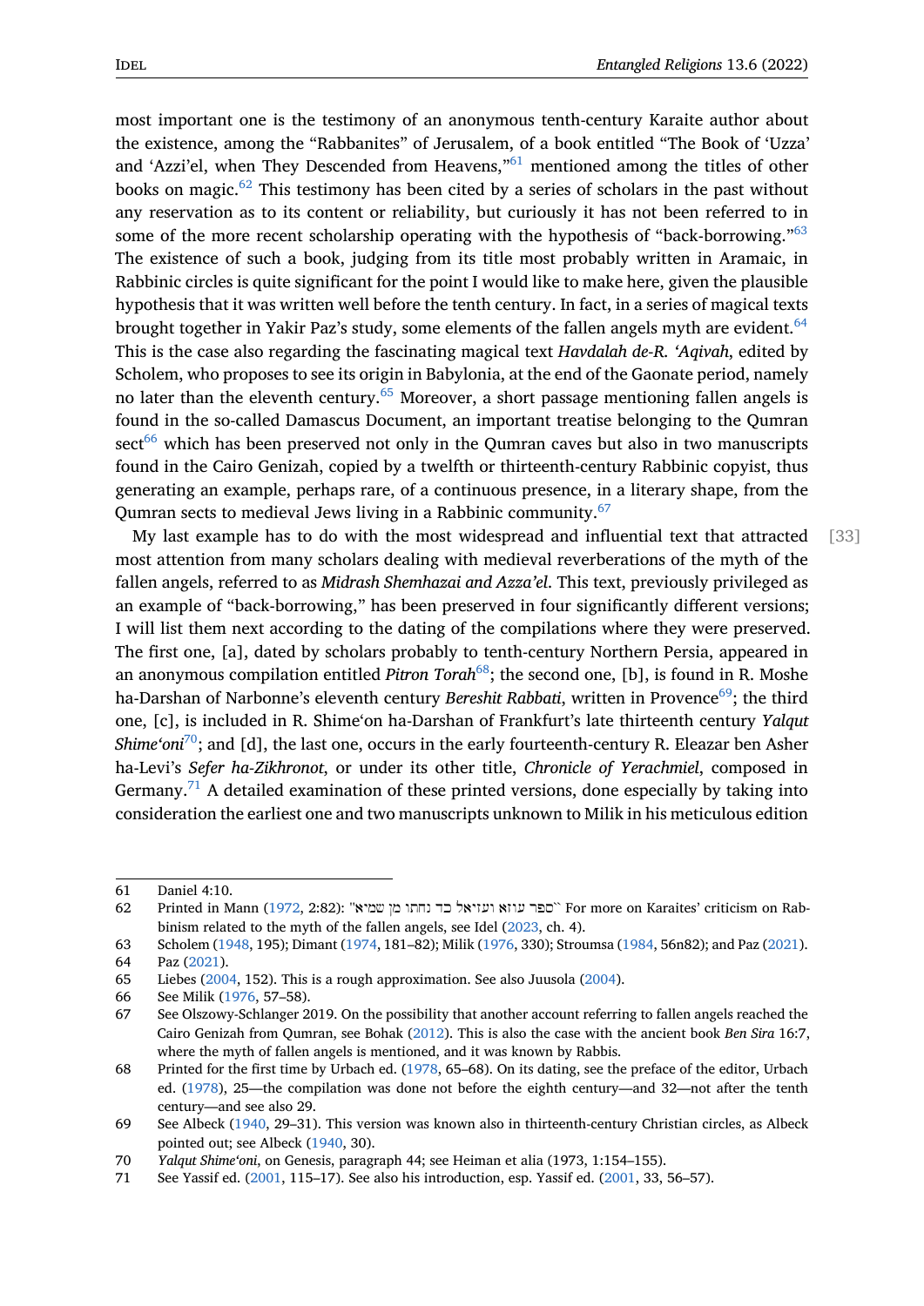most important one is the testimony of an anonymous tenth-century Karaite author about the existence, among the "Rabbanites" of Jerusalem, of a book entitled "The Book of 'Uzza' and 'Azzi'el, when They Descended from Heavens,"[61] mentioned among the titles of other books on magic.[62] This testimony has been cited by a series of scholars in the past without any reservation as to its content or reliability, but curiously it has not been referred to in some of the more recent scholarship operating with the hypothesis of "back-borrowing."[63] The existence of such a book, judging from its title most probably written in Aramaic, in Rabbinic circles is quite significant for the point I would like to make here, given the plausible hypothesis that it was written well before the tenth century. In fact, in a series of magical texts brought together in Yakir Paz's study, some elements of the fallen angels myth are evident.[64] This is the case also regarding the fascinating magical text *Havdalah de-R. 'Aqivah*, edited by Scholem, who proposes to see its origin in Babylonia, at the end of the Gaonate period, namely no later than the eleventh century.[65] Moreover, a short passage mentioning fallen angels is found in the so-called Damascus Document, an important treatise belonging to the Qumran sect[66] which has been preserved not only in the Qumran caves but also in two manuscripts found in the Cairo Genizah, copied by a twelfth or thirteenth-century Rabbinic copyist, thus generating an example, perhaps rare, of a continuous presence, in a literary shape, from the Qumran sects to medieval Jews living in a Rabbinic community.[67]

[33] My last example has to do with the most widespread and influential text that attracted most attention from many scholars dealing with medieval reverberations of the myth of the fallen angels, referred to as *Midrash Shemhazai and Azza'el*. This text, previously privileged as an example of "back-borrowing," has been preserved in four significantly different versions; I will list them next according to the dating of the compilations where they were preserved. The first one, [a], dated by scholars probably to tenth-century Northern Persia, appeared in an anonymous compilation entitled *Pitron Torah*[68]; the second one, [b], is found in R. Moshe ha-Darshan of Narbonne's eleventh century *Bereshit Rabbati*, written in Provence[69]; the third one, [c], is included in R. Shime'on ha-Darshan of Frankfurt's late thirteenth century *Yalqut Shime'oni*[70]; and [d], the last one, occurs in the early fourteenth-century R. Eleazar ben Asher ha-Levi's *Sefer ha-Zikhronot*, or under its other title, *Chronicle of Yerachmiel*, composed in Germany.[71] A detailed examination of these printed versions, done especially by taking into consideration the earliest one and two manuscripts unknown to Milik in his meticulous edition

---

61 Daniel 4:10.

62 Printed in Mann (1972, 2:82): "ספר עוזא ועזיאל כד נחתו מן שמיא" For more on Karaites' criticism on Rabbinism related to the myth of the fallen angels, see Idel (2023, ch. 4).

63 Scholem (1948, 195); Dimant (1974, 181–82); Milik (1976, 330); Stroumsa (1984, 56n82); and Paz (2021).

64 Paz (2021).

65 Liebes (2004, 152). This is a rough approximation. See also Juusola (2004).

66 See Milik (1976, 57–58).

67 See Olszowy-Schlanger 2019. On the possibility that another account referring to fallen angels reached the Cairo Genizah from Qumran, see Bohak (2012). This is also the case with the ancient book *Ben Sira* 16:7, where the myth of fallen angels is mentioned, and it was known by Rabbis.

68 Printed for the first time by Urbach ed. (1978, 65–68). On its dating, see the preface of the editor, Urbach ed. (1978), 25—the compilation was done not before the eighth century—and 32—not after the tenth century—and see also 29.

69 See Albeck (1940, 29–31). This version was known also in thirteenth-century Christian circles, as Albeck pointed out; see Albeck (1940, 30).

70 *Yalqut Shime'oni*, on Genesis, paragraph 44; see Heiman et alia (1973, 1:154–155).

71 See Yassif ed. (2001, 115–17). See also his introduction, esp. Yassif ed. (2001, 33, 56–57).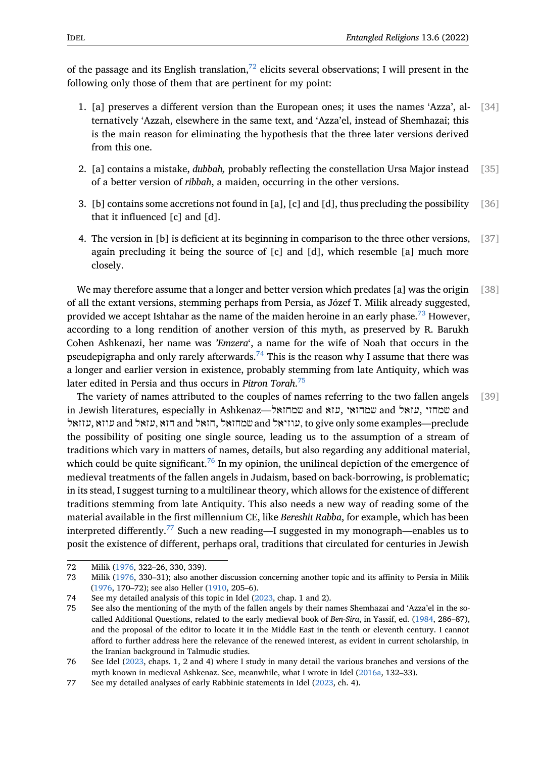of the passage and its English translation,[72] elicits several observations; I will present in the following only those of them that are pertinent for my point:

1. [a] preserves a different version than the European ones; it uses the names ʻAzza', alternatively ʻAzzah, elsewhere in the same text, and ʻAzza'el, instead of Shemhazai; this is the main reason for eliminating the hypothesis that the three later versions derived from this one. [34]

2. [a] contains a mistake, *dubbah,* probably reflecting the constellation Ursa Major instead of a better version of *ribbah*, a maiden, occurring in the other versions. [35]

3. [b] contains some accretions not found in [a], [c] and [d], thus precluding the possibility that it influenced [c] and [d]. [36]

4. The version in [b] is deficient at its beginning in comparison to the three other versions, again precluding it being the source of [c] and [d], which resemble [a] much more closely. [37]

We may therefore assume that a longer and better version which predates [a] was the origin of all the extant versions, stemming perhaps from Persia, as Józef T. Milik already suggested, provided we accept Ishtahar as the name of the maiden heroine in an early phase.[73] However, according to a long rendition of another version of this myth, as preserved by R. Barukh Cohen Ashkenazi, her name was *'Emzera*ʻ, a name for the wife of Noah that occurs in the pseudepigrapha and only rarely afterwards.[74] This is the reason why I assume that there was a longer and earlier version in existence, probably stemming from late Antiquity, which was later edited in Persia and thus occurs in *Pitron Torah*.[75] [38]

The variety of names attributed to the couples of names referring to the two fallen angels in Jewish literatures, especially in Ashkenaz—שמחזאל and עזא, שמחזאי and עזאל, שמחזי and עוזאל, עזא and עזאל, חזא and חזאל, שמחזאל and עוזיאל, to give only some examples—preclude the possibility of positing one single source, leading us to the assumption of a stream of traditions which vary in matters of names, details, but also regarding any additional material, which could be quite significant.[76] In my opinion, the unilineal depiction of the emergence of medieval treatments of the fallen angels in Judaism, based on back-borrowing, is problematic; in its stead, I suggest turning to a multilinear theory, which allows for the existence of different traditions stemming from late Antiquity. This also needs a new way of reading some of the material available in the first millennium CE, like *Bereshit Rabba*, for example, which has been interpreted differently.[77] Such a new reading—I suggested in my monograph—enables us to posit the existence of different, perhaps oral, traditions that circulated for centuries in Jewish [39]

---

72 Milik (1976, 322–26, 330, 339).

73 Milik (1976, 330–31); also another discussion concerning another topic and its affinity to Persia in Milik (1976, 170–72); see also Heller (1910, 205–6).

74 See my detailed analysis of this topic in Idel (2023, chap. 1 and 2).

75 See also the mentioning of the myth of the fallen angels by their names Shemhazai and ʻAzza'el in the so-called Additional Questions, related to the early medieval book of *Ben-Sira*, in Yassif, ed. (1984, 286–87), and the proposal of the editor to locate it in the Middle East in the tenth or eleventh century. I cannot afford to further address here the relevance of the renewed interest, as evident in current scholarship, in the Iranian background in Talmudic studies.

76 See Idel (2023, chaps. 1, 2 and 4) where I study in many detail the various branches and versions of the myth known in medieval Ashkenaz. See, meanwhile, what I wrote in Idel (2016a, 132–33).

77 See my detailed analyses of early Rabbinic statements in Idel (2023, ch. 4).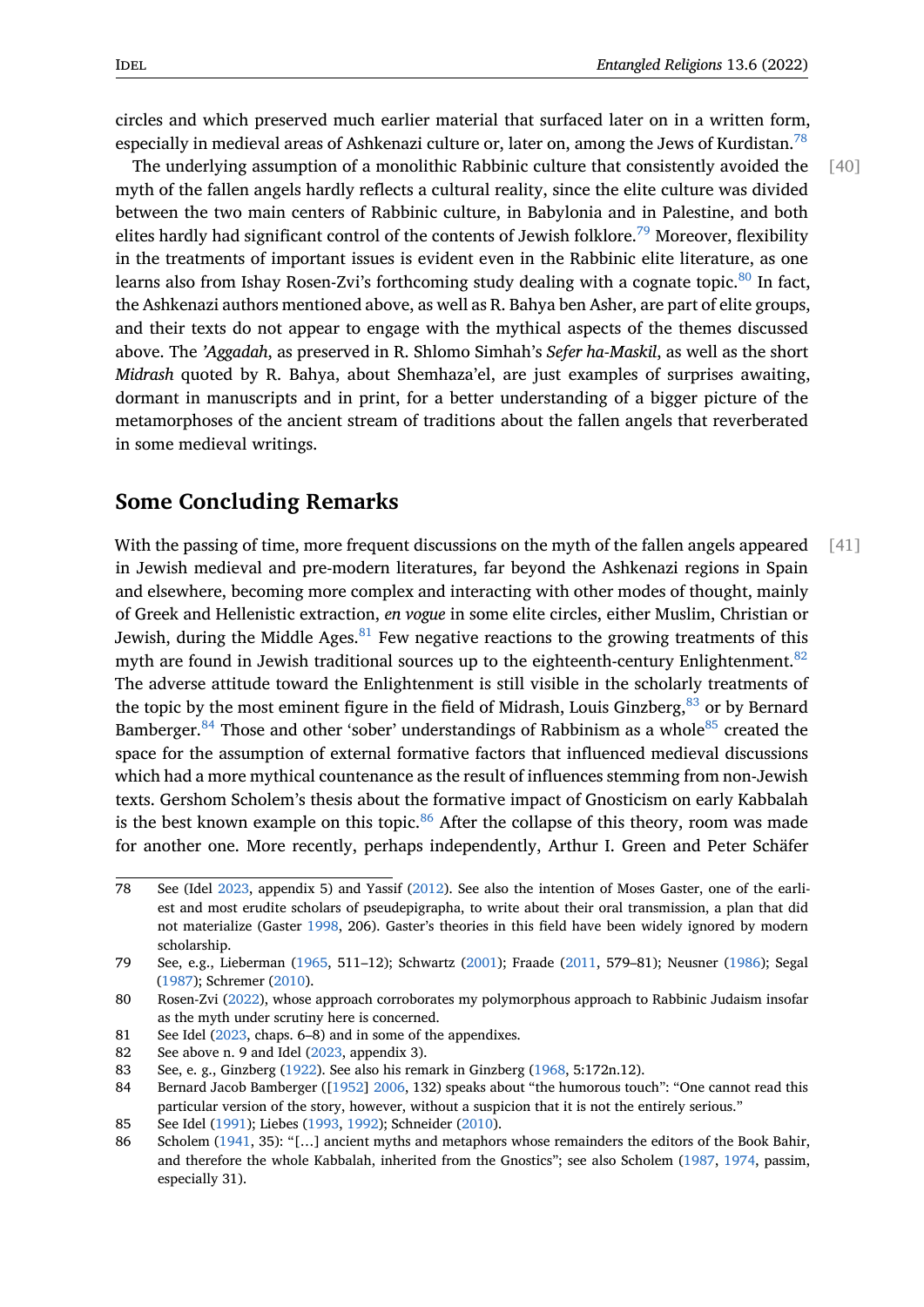circles and which preserved much earlier material that surfaced later on in a written form, especially in medieval areas of Ashkenazi culture or, later on, among the Jews of Kurdistan.[78]

[40] The underlying assumption of a monolithic Rabbinic culture that consistently avoided the myth of the fallen angels hardly reflects a cultural reality, since the elite culture was divided between the two main centers of Rabbinic culture, in Babylonia and in Palestine, and both elites hardly had significant control of the contents of Jewish folklore.[79] Moreover, flexibility in the treatments of important issues is evident even in the Rabbinic elite literature, as one learns also from Ishay Rosen-Zvi's forthcoming study dealing with a cognate topic.[80] In fact, the Ashkenazi authors mentioned above, as well as R. Bahya ben Asher, are part of elite groups, and their texts do not appear to engage with the mythical aspects of the themes discussed above. The *'Aggadah*, as preserved in R. Shlomo Simhah's *Sefer ha-Maskil*, as well as the short *Midrash* quoted by R. Bahya, about Shemhaza'el, are just examples of surprises awaiting, dormant in manuscripts and in print, for a better understanding of a bigger picture of the metamorphoses of the ancient stream of traditions about the fallen angels that reverberated in some medieval writings.

## Some Concluding Remarks

[41] With the passing of time, more frequent discussions on the myth of the fallen angels appeared in Jewish medieval and pre-modern literatures, far beyond the Ashkenazi regions in Spain and elsewhere, becoming more complex and interacting with other modes of thought, mainly of Greek and Hellenistic extraction, *en vogue* in some elite circles, either Muslim, Christian or Jewish, during the Middle Ages.[81] Few negative reactions to the growing treatments of this myth are found in Jewish traditional sources up to the eighteenth-century Enlightenment.[82] The adverse attitude toward the Enlightenment is still visible in the scholarly treatments of the topic by the most eminent figure in the field of Midrash, Louis Ginzberg,[83] or by Bernard Bamberger.[84] Those and other 'sober' understandings of Rabbinism as a whole[85] created the space for the assumption of external formative factors that influenced medieval discussions which had a more mythical countenance as the result of influences stemming from non-Jewish texts. Gershom Scholem's thesis about the formative impact of Gnosticism on early Kabbalah is the best known example on this topic.[86] After the collapse of this theory, room was made for another one. More recently, perhaps independently, Arthur I. Green and Peter Schäfer

---

78 See (Idel 2023, appendix 5) and Yassif (2012). See also the intention of Moses Gaster, one of the earliest and most erudite scholars of pseudepigrapha, to write about their oral transmission, a plan that did not materialize (Gaster 1998, 206). Gaster's theories in this field have been widely ignored by modern scholarship.

79 See, e.g., Lieberman (1965, 511–12); Schwartz (2001); Fraade (2011, 579–81); Neusner (1986); Segal (1987); Schremer (2010).

80 Rosen-Zvi (2022), whose approach corroborates my polymorphous approach to Rabbinic Judaism insofar as the myth under scrutiny here is concerned.

81 See Idel (2023, chaps. 6–8) and in some of the appendixes.

82 See above n. 9 and Idel (2023, appendix 3).

83 See, e. g., Ginzberg (1922). See also his remark in Ginzberg (1968, 5:172n.12).

84 Bernard Jacob Bamberger ([1952] 2006, 132) speaks about "the humorous touch": "One cannot read this particular version of the story, however, without a suspicion that it is not the entirely serious."

85 See Idel (1991); Liebes (1993, 1992); Schneider (2010).

86 Scholem (1941, 35): "[…] ancient myths and metaphors whose remainders the editors of the Book Bahir, and therefore the whole Kabbalah, inherited from the Gnostics"; see also Scholem (1987, 1974, passim, especially 31).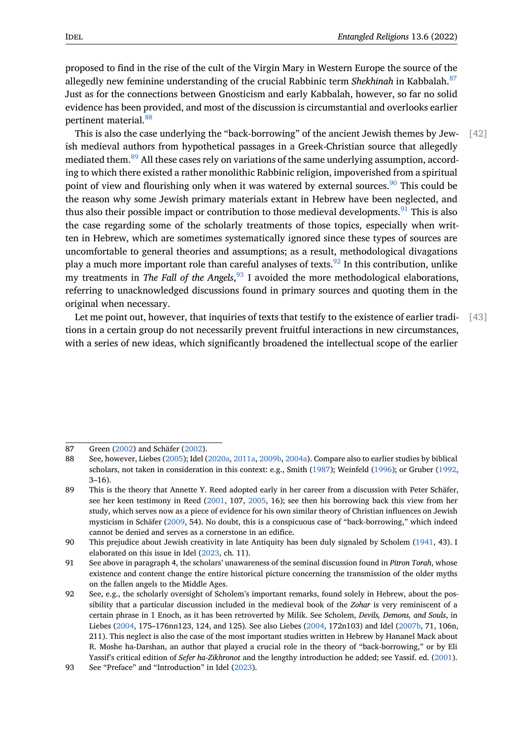proposed to find in the rise of the cult of the Virgin Mary in Western Europe the source of the allegedly new feminine understanding of the crucial Rabbinic term ***Shekhinah*** in Kabbalah.[87] Just as for the connections between Gnosticism and early Kabbalah, however, so far no solid evidence has been provided, and most of the discussion is circumstantial and overlooks earlier pertinent material.[88]

[42] This is also the case underlying the "back-borrowing" of the ancient Jewish themes by Jewish medieval authors from hypothetical passages in a Greek-Christian source that allegedly mediated them.[89] All these cases rely on variations of the same underlying assumption, according to which there existed a rather monolithic Rabbinic religion, impoverished from a spiritual point of view and flourishing only when it was watered by external sources.[90] This could be the reason why some Jewish primary materials extant in Hebrew have been neglected, and thus also their possible impact or contribution to those medieval developments.[91] This is also the case regarding some of the scholarly treatments of those topics, especially when written in Hebrew, which are sometimes systematically ignored since these types of sources are uncomfortable to general theories and assumptions; as a result, methodological divagations play a much more important role than careful analyses of texts.[92] In this contribution, unlike my treatments in *The Fall of the Angels*,[93] I avoided the more methodological elaborations, referring to unacknowledged discussions found in primary sources and quoting them in the original when necessary.

[43] Let me point out, however, that inquiries of texts that testify to the existence of earlier traditions in a certain group do not necessarily prevent fruitful interactions in new circumstances, with a series of new ideas, which significantly broadened the intellectual scope of the earlier

---

87 Green (2002) and Schäfer (2002).

88 See, however, Liebes (2005); Idel (2020a, 2011a, 2009b, 2004a). Compare also to earlier studies by biblical scholars, not taken in consideration in this context: e.g., Smith (1987); Weinfeld (1996); or Gruber (1992, 3–16).

89 This is the theory that Annette Y. Reed adopted early in her career from a discussion with Peter Schäfer, see her keen testimony in Reed (2001, 107, 2005, 16); see then his borrowing back this view from her study, which serves now as a piece of evidence for his own similar theory of Christian influences on Jewish mysticism in Schäfer (2009, 54). No doubt, this is a conspicuous case of "back-borrowing," which indeed cannot be denied and serves as a cornerstone in an edifice.

90 This prejudice about Jewish creativity in late Antiquity has been duly signaled by Scholem (1941, 43). I elaborated on this issue in Idel (2023, ch. 11).

91 See above in paragraph 4, the scholars' unawareness of the seminal discussion found in *Pitron Torah*, whose existence and content change the entire historical picture concerning the transmission of the older myths on the fallen angels to the Middle Ages.

92 See, e.g., the scholarly oversight of Scholem's important remarks, found solely in Hebrew, about the possibility that a particular discussion included in the medieval book of the *Zohar* is very reminiscent of a certain phrase in 1 Enoch, as it has been retroverted by Milik. See Scholem, *Devils, Demons, and Souls*, in Liebes (2004, 175–176nn123, 124, and 125). See also Liebes (2004, 172n103) and Idel (2007b, 71, 106n, 211). This neglect is also the case of the most important studies written in Hebrew by Hananel Mack about R. Moshe ha-Darshan, an author that played a crucial role in the theory of "back-borrowing," or by Eli Yassif's critical edition of *Sefer ha-Zikhronot* and the lengthy introduction he added; see Yassif. ed. (2001).

93 See "Preface" and "Introduction" in Idel (2023).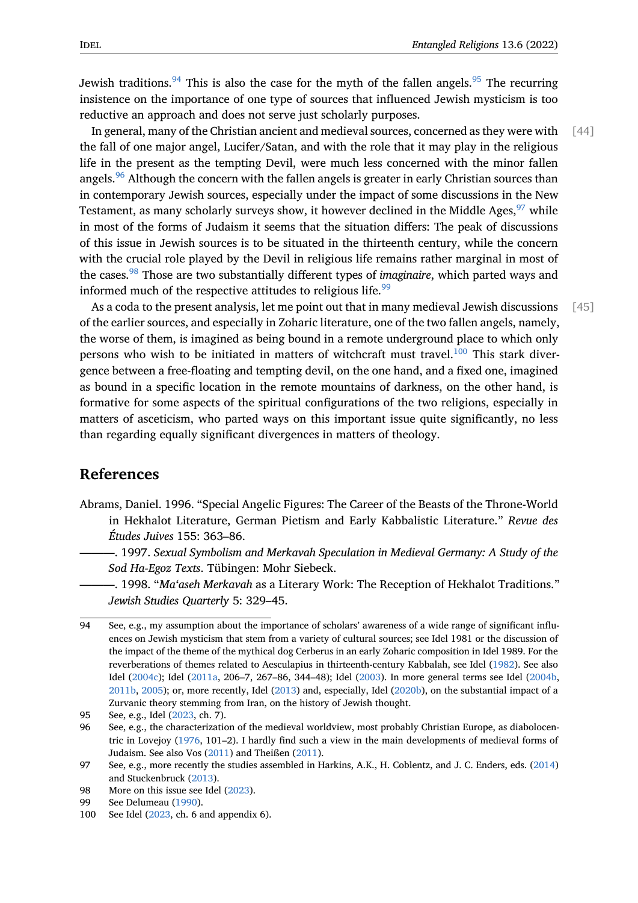Jewish traditions.[94] This is also the case for the myth of the fallen angels.[95] The recurring insistence on the importance of one type of sources that influenced Jewish mysticism is too reductive an approach and does not serve just scholarly purposes.

[44] In general, many of the Christian ancient and medieval sources, concerned as they were with the fall of one major angel, Lucifer/Satan, and with the role that it may play in the religious life in the present as the tempting Devil, were much less concerned with the minor fallen angels.[96] Although the concern with the fallen angels is greater in early Christian sources than in contemporary Jewish sources, especially under the impact of some discussions in the New Testament, as many scholarly surveys show, it however declined in the Middle Ages,[97] while in most of the forms of Judaism it seems that the situation differs: The peak of discussions of this issue in Jewish sources is to be situated in the thirteenth century, while the concern with the crucial role played by the Devil in religious life remains rather marginal in most of the cases.[98] Those are two substantially different types of *imaginaire*, which parted ways and informed much of the respective attitudes to religious life.[99]

[45] As a coda to the present analysis, let me point out that in many medieval Jewish discussions of the earlier sources, and especially in Zoharic literature, one of the two fallen angels, namely, the worse of them, is imagined as being bound in a remote underground place to which only persons who wish to be initiated in matters of witchcraft must travel.[100] This stark divergence between a free-floating and tempting devil, on the one hand, and a fixed one, imagined as bound in a specific location in the remote mountains of darkness, on the other hand, is formative for some aspects of the spiritual configurations of the two religions, especially in matters of asceticism, who parted ways on this important issue quite significantly, no less than regarding equally significant divergences in matters of theology.

## References

Abrams, Daniel. 1996. "Special Angelic Figures: The Career of the Beasts of the Throne-World in Hekhalot Literature, German Pietism and Early Kabbalistic Literature." *Revue des Études Juives* 155: 363–86.

———. 1997. *Sexual Symbolism and Merkavah Speculation in Medieval Germany: A Study of the Sod Ha-Egoz Texts*. Tübingen: Mohr Siebeck.

———. 1998. "*Ma'aseh Merkavah* as a Literary Work: The Reception of Hekhalot Traditions." *Jewish Studies Quarterly* 5: 329–45.

---

94 See, e.g., my assumption about the importance of scholars' awareness of a wide range of significant influences on Jewish mysticism that stem from a variety of cultural sources; see Idel 1981 or the discussion of the impact of the theme of the mythical dog Cerberus in an early Zoharic composition in Idel 1989. For the reverberations of themes related to Aesculapius in thirteenth-century Kabbalah, see Idel (1982). See also Idel (2004c); Idel (2011a, 206–7, 267–86, 344–48); Idel (2003). In more general terms see Idel (2004b, 2011b, 2005); or, more recently, Idel (2013) and, especially, Idel (2020b), on the substantial impact of a Zurvanic theory stemming from Iran, on the history of Jewish thought.

95 See, e.g., Idel (2023, ch. 7).

96 See, e.g., the characterization of the medieval worldview, most probably Christian Europe, as diabolocentric in Lovejoy (1976, 101–2). I hardly find such a view in the main developments of medieval forms of Judaism. See also Vos (2011) and Theißen (2011).

97 See, e.g., more recently the studies assembled in Harkins, A.K., H. Coblentz, and J. C. Enders, eds. (2014) and Stuckenbruck (2013).

98 More on this issue see Idel (2023).

99 See Delumeau (1990).

100 See Idel (2023, ch. 6 and appendix 6).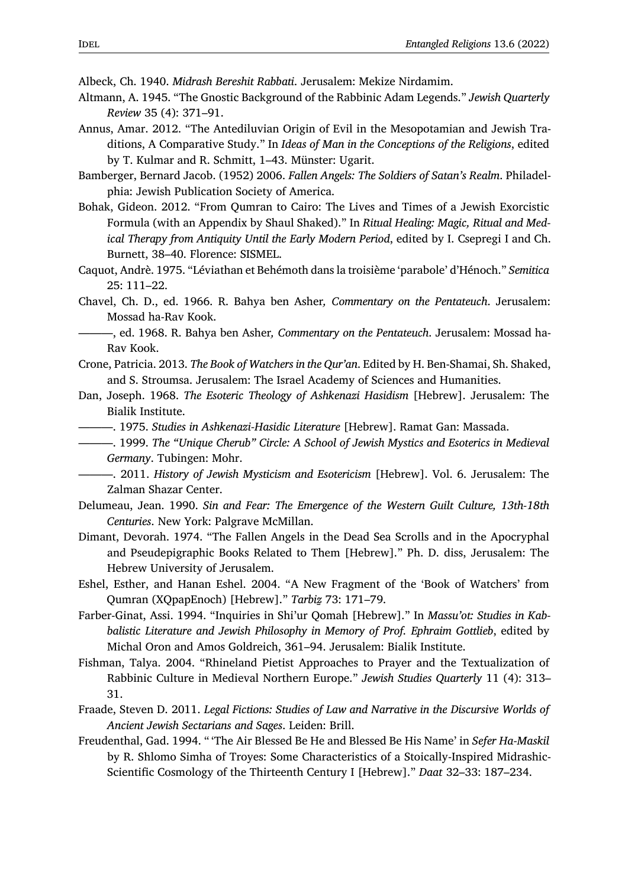Albeck, Ch. 1940. *Midrash Bereshit Rabbati*. Jerusalem: Mekize Nirdamim.

Altmann, A. 1945. "The Gnostic Background of the Rabbinic Adam Legends." *Jewish Quarterly Review* 35 (4): 371–91.

Annus, Amar. 2012. "The Antediluvian Origin of Evil in the Mesopotamian and Jewish Traditions, A Comparative Study." In *Ideas of Man in the Conceptions of the Religions*, edited by T. Kulmar and R. Schmitt, 1–43. Münster: Ugarit.

Bamberger, Bernard Jacob. (1952) 2006. *Fallen Angels: The Soldiers of Satan's Realm*. Philadelphia: Jewish Publication Society of America.

Bohak, Gideon. 2012. "From Qumran to Cairo: The Lives and Times of a Jewish Exorcistic Formula (with an Appendix by Shaul Shaked)." In *Ritual Healing: Magic, Ritual and Medical Therapy from Antiquity Until the Early Modern Period*, edited by I. Csepregi I and Ch. Burnett, 38–40. Florence: SISMEL.

Caquot, Andrè. 1975. "Léviathan et Behémoth dans la troisième 'parabole' d'Hénoch." *Semitica* 25: 111–22.

Chavel, Ch. D., ed. 1966. R. Bahya ben Asher*, Commentary on the Pentateuch*. Jerusalem: Mossad ha-Rav Kook.

———, ed. 1968. R. Bahya ben Asher*, Commentary on the Pentateuch*. Jerusalem: Mossad ha-Rav Kook.

Crone, Patricia. 2013. *The Book of Watchers in the Qur'an*. Edited by H. Ben-Shamai, Sh. Shaked, and S. Stroumsa. Jerusalem: The Israel Academy of Sciences and Humanities.

Dan, Joseph. 1968. *The Esoteric Theology of Ashkenazi Hasidism* [Hebrew]. Jerusalem: The Bialik Institute.

———. 1975. *Studies in Ashkenazi-Hasidic Literature* [Hebrew]. Ramat Gan: Massada.

———. 1999. *The "Unique Cherub" Circle: A School of Jewish Mystics and Esoterics in Medieval Germany*. Tubingen: Mohr.

———. 2011. *History of Jewish Mysticism and Esotericism* [Hebrew]. Vol. 6. Jerusalem: The Zalman Shazar Center.

Delumeau, Jean. 1990. *Sin and Fear: The Emergence of the Western Guilt Culture, 13th-18th Centuries*. New York: Palgrave McMillan.

Dimant, Devorah. 1974. "The Fallen Angels in the Dead Sea Scrolls and in the Apocryphal and Pseudepigraphic Books Related to Them [Hebrew]." Ph. D. diss, Jerusalem: The Hebrew University of Jerusalem.

Eshel, Esther, and Hanan Eshel. 2004. "A New Fragment of the 'Book of Watchers' from Qumran (XQpapEnoch) [Hebrew]." *Tarbiẓ* 73: 171–79.

Farber-Ginat, Assi. 1994. "Inquiries in Shi'ur Qomah [Hebrew]." In *Massu'ot: Studies in Kabbalistic Literature and Jewish Philosophy in Memory of Prof. Ephraim Gottlieb*, edited by Michal Oron and Amos Goldreich, 361–94. Jerusalem: Bialik Institute.

Fishman, Talya. 2004. "Rhineland Pietist Approaches to Prayer and the Textualization of Rabbinic Culture in Medieval Northern Europe." *Jewish Studies Quarterly* 11 (4): 313–31.

Fraade, Steven D. 2011. *Legal Fictions: Studies of Law and Narrative in the Discursive Worlds of Ancient Jewish Sectarians and Sages*. Leiden: Brill.

Freudenthal, Gad. 1994. "'The Air Blessed Be He and Blessed Be His Name' in *Sefer Ha-Maskil* by R. Shlomo Simha of Troyes: Some Characteristics of a Stoically-Inspired Midrashic-Scientific Cosmology of the Thirteenth Century I [Hebrew]." *Daat* 32–33: 187–234.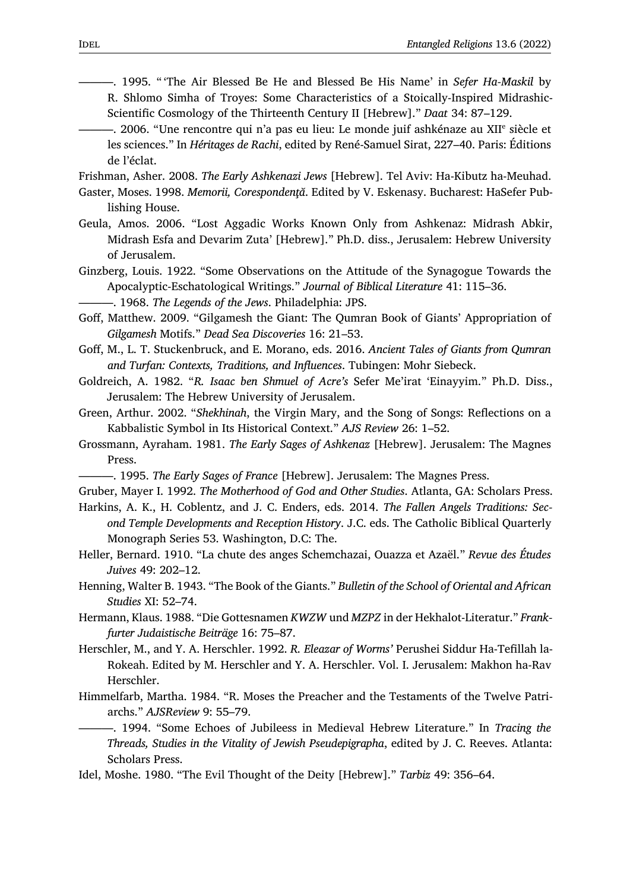———. 1995. "'The Air Blessed Be He and Blessed Be His Name' in *Sefer Ha-Maskil* by R. Shlomo Simha of Troyes: Some Characteristics of a Stoically-Inspired Midrashic-Scientific Cosmology of the Thirteenth Century II [Hebrew]." *Daat* 34: 87–129.

———. 2006. "Une rencontre qui n'a pas eu lieu: Le monde juif ashkénaze au XIIe siècle et les sciences." In *Héritages de Rachi*, edited by René-Samuel Sirat, 227–40. Paris: Éditions de l'éclat.

Frishman, Asher. 2008. *The Early Ashkenazi Jews* [Hebrew]. Tel Aviv: Ha-Kibutz ha-Meuhad.

Gaster, Moses. 1998. *Memorii, Corespondenţă*. Edited by V. Eskenasy. Bucharest: HaSefer Publishing House.

Geula, Amos. 2006. "Lost Aggadic Works Known Only from Ashkenaz: Midrash Abkir, Midrash Esfa and Devarim Zuta' [Hebrew]." Ph.D. diss., Jerusalem: Hebrew University of Jerusalem.

Ginzberg, Louis. 1922. "Some Observations on the Attitude of the Synagogue Towards the Apocalyptic-Eschatological Writings." *Journal of Biblical Literature* 41: 115–36.

———. 1968. *The Legends of the Jews*. Philadelphia: JPS.

Goff, Matthew. 2009. "Gilgamesh the Giant: The Qumran Book of Giants' Appropriation of *Gilgamesh* Motifs." *Dead Sea Discoveries* 16: 21–53.

Goff, M., L. T. Stuckenbruck, and E. Morano, eds. 2016. *Ancient Tales of Giants from Qumran and Turfan: Contexts, Traditions, and Influences*. Tubingen: Mohr Siebeck.

Goldreich, A. 1982. "*R. Isaac ben Shmuel of Acre's* Sefer Me'irat 'Einayyim." Ph.D. Diss., Jerusalem: The Hebrew University of Jerusalem.

Green, Arthur. 2002. "*Shekhinah*, the Virgin Mary, and the Song of Songs: Reflections on a Kabbalistic Symbol in Its Historical Context." *AJS Review* 26: 1–52.

Grossmann, Ayraham. 1981. *The Early Sages of Ashkenaz* [Hebrew]. Jerusalem: The Magnes Press.

———. 1995. *The Early Sages of France* [Hebrew]. Jerusalem: The Magnes Press.

Gruber, Mayer I. 1992. *The Motherhood of God and Other Studies*. Atlanta, GA: Scholars Press.

Harkins, A. K., H. Coblentz, and J. C. Enders, eds. 2014. *The Fallen Angels Traditions: Second Temple Developments and Reception History*. J.C. eds. The Catholic Biblical Quarterly Monograph Series 53. Washington, D.C: The.

Heller, Bernard. 1910. "La chute des anges Schemchazai, Ouazza et Azaël." *Revue des Études Juives* 49: 202–12.

Henning, Walter B. 1943. "The Book of the Giants." *Bulletin of the School of Oriental and African Studies* XI: 52–74.

Hermann, Klaus. 1988. "Die Gottesnamen *KWZW* und *MZPZ* in der Hekhalot-Literatur." *Frankfurter Judaistische Beiträge* 16: 75–87.

Herschler, M., and Y. A. Herschler. 1992. *R. Eleazar of Worms'* Perushei Siddur Ha-Tefillah la-Rokeah. Edited by M. Herschler and Y. A. Herschler. Vol. I. Jerusalem: Makhon ha-Rav Herschler.

Himmelfarb, Martha. 1984. "R. Moses the Preacher and the Testaments of the Twelve Patriarchs." *AJSReview* 9: 55–79.

———. 1994. "Some Echoes of Jubileess in Medieval Hebrew Literature." In *Tracing the Threads, Studies in the Vitality of Jewish Pseudepigrapha*, edited by J. C. Reeves. Atlanta: Scholars Press.

Idel, Moshe. 1980. "The Evil Thought of the Deity [Hebrew]." *Tarbiz* 49: 356–64.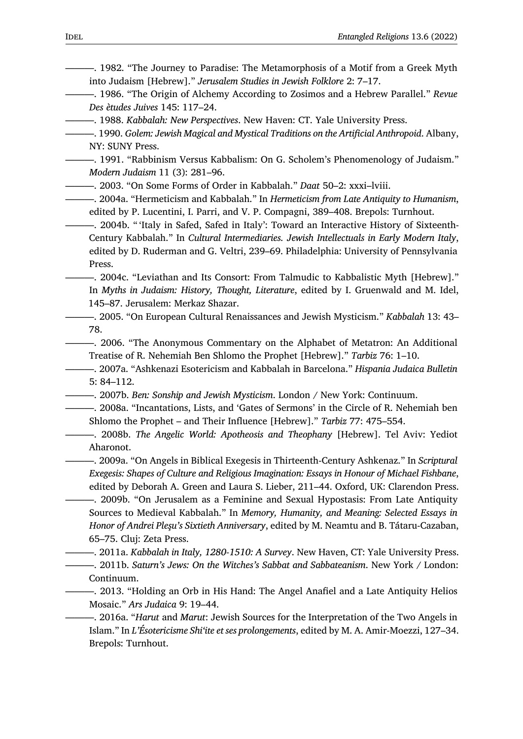———. 1982. “The Journey to Paradise: The Metamorphosis of a Motif from a Greek Myth into Judaism [Hebrew].” *Jerusalem Studies in Jewish Folklore* 2: 7–17.

———. 1986. “The Origin of Alchemy According to Zosimos and a Hebrew Parallel.” *Revue Des ètudes Juives* 145: 117–24.

———. 1988. *Kabbalah: New Perspectives*. New Haven: CT. Yale University Press.

———. 1990. *Golem: Jewish Magical and Mystical Traditions on the Artificial Anthropoid*. Albany, NY: SUNY Press.

———. 1991. “Rabbinism Versus Kabbalism: On G. Scholem’s Phenomenology of Judaism.” *Modern Judaism* 11 (3): 281–96.

———. 2003. “On Some Forms of Order in Kabbalah.” *Daat* 50–2: xxxi–lviii.

———. 2004a. “Hermeticism and Kabbalah.” In *Hermeticism from Late Antiquity to Humanism*, edited by P. Lucentini, I. Parri, and V. P. Compagni, 389–408. Brepols: Turnhout.

———. 2004b. “ ‘Italy in Safed, Safed in Italy’: Toward an Interactive History of Sixteenth-Century Kabbalah.” In *Cultural Intermediaries. Jewish Intellectuals in Early Modern Italy*, edited by D. Ruderman and G. Veltri, 239–69. Philadelphia: University of Pennsylvania Press.

———. 2004c. “Leviathan and Its Consort: From Talmudic to Kabbalistic Myth [Hebrew].” In *Myths in Judaism: History, Thought, Literature*, edited by I. Gruenwald and M. Idel, 145–87. Jerusalem: Merkaz Shazar.

———. 2005. “On European Cultural Renaissances and Jewish Mysticism.” *Kabbalah* 13: 43–78.

———. 2006. “The Anonymous Commentary on the Alphabet of Metatron: An Additional Treatise of R. Nehemiah Ben Shlomo the Prophet [Hebrew].” *Tarbiz* 76: 1–10.

———. 2007a. “Ashkenazi Esotericism and Kabbalah in Barcelona.” *Hispania Judaica Bulletin* 5: 84–112.

———. 2007b. *Ben: Sonship and Jewish Mysticism*. London / New York: Continuum.

———. 2008a. “Incantations, Lists, and ‘Gates of Sermons’ in the Circle of R. Nehemiah ben Shlomo the Prophet – and Their Influence [Hebrew].” *Tarbiz* 77: 475–554.

———. 2008b. *The Angelic World: Apotheosis and Theophany* [Hebrew]. Tel Aviv: Yediot Aharonot.

———. 2009a. “On Angels in Biblical Exegesis in Thirteenth-Century Ashkenaz.” In *Scriptural Exegesis: Shapes of Culture and Religious Imagination: Essays in Honour of Michael Fishbane*, edited by Deborah A. Green and Laura S. Lieber, 211–44. Oxford, UK: Clarendon Press.

———. 2009b. “On Jerusalem as a Feminine and Sexual Hypostasis: From Late Antiquity Sources to Medieval Kabbalah.” In *Memory, Humanity, and Meaning: Selected Essays in Honor of Andrei Pleşu’s Sixtieth Anniversary*, edited by M. Neamtu and B. Tátaru-Cazaban, 65–75. Cluj: Zeta Press.

———. 2011a. *Kabbalah in Italy, 1280-1510: A Survey*. New Haven, CT: Yale University Press.

———. 2011b. *Saturn’s Jews: On the Witches’s Sabbat and Sabbateanism*. New York / London: Continuum.

———. 2013. “Holding an Orb in His Hand: The Angel Anafiel and a Late Antiquity Helios Mosaic.” *Ars Judaica* 9: 19–44.

———. 2016a. “*Harut* and *Marut*: Jewish Sources for the Interpretation of the Two Angels in Islam.” In *L’Ésotericisme Shi‘ite et ses prolongements*, edited by M. A. Amir-Moezzi, 127–34. Brepols: Turnhout.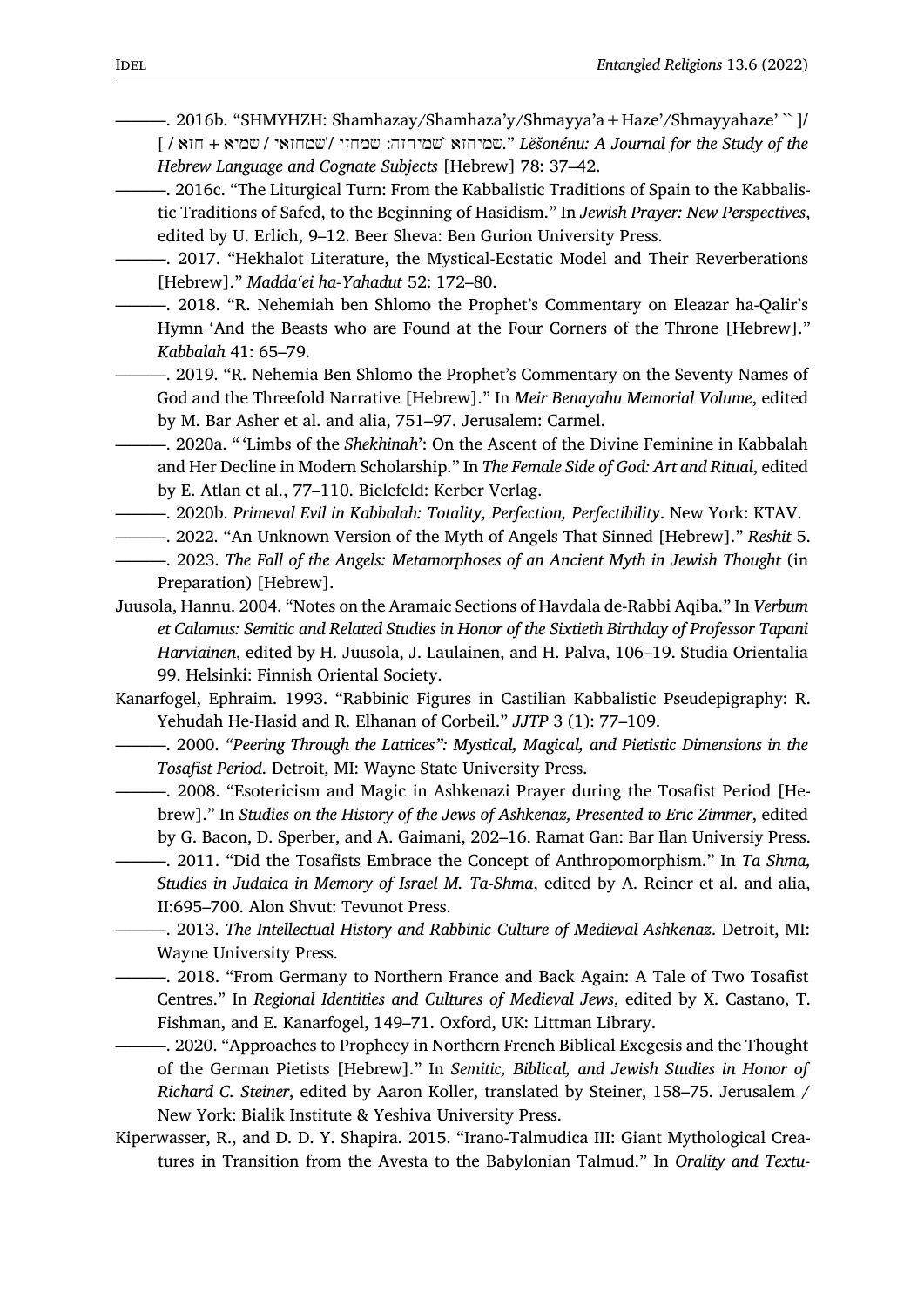———. 2016b. “SHMYHZH: Shamhazay/Shamhaza’y/Shmayya’a + Haze’/Shmayyahaze’ `` ]/ [ / שמיחזא `שמיחזה: שמחזי /'שמחזאי / שמיא + חזא.” *Lĕšonénu: A Journal for the Study of the Hebrew Language and Cognate Subjects* [Hebrew] 78: 37–42.

———. 2016c. “The Liturgical Turn: From the Kabbalistic Traditions of Spain to the Kabbalistic Traditions of Safed, to the Beginning of Hasidism.” In *Jewish Prayer: New Perspectives*, edited by U. Erlich, 9–12. Beer Sheva: Ben Gurion University Press.

———. 2017. “Hekhalot Literature, the Mystical-Ecstatic Model and Their Reverberations [Hebrew].” *Madda‘ei ha-Yahadut* 52: 172–80.

———. 2018. “R. Nehemiah ben Shlomo the Prophet’s Commentary on Eleazar ha-Qalir’s Hymn ‘And the Beasts who are Found at the Four Corners of the Throne [Hebrew].” *Kabbalah* 41: 65–79.

———. 2019. “R. Nehemia Ben Shlomo the Prophet’s Commentary on the Seventy Names of God and the Threefold Narrative [Hebrew].” In *Meir Benayahu Memorial Volume*, edited by M. Bar Asher et al. and alia, 751–97. Jerusalem: Carmel.

———. 2020a. “ ‘Limbs of the *Shekhinah*’: On the Ascent of the Divine Feminine in Kabbalah and Her Decline in Modern Scholarship.” In *The Female Side of God: Art and Ritual*, edited by E. Atlan et al., 77–110. Bielefeld: Kerber Verlag.

———. 2020b. *Primeval Evil in Kabbalah: Totality, Perfection, Perfectibility*. New York: KTAV.

———. 2022. “An Unknown Version of the Myth of Angels That Sinned [Hebrew].” *Reshit* 5.

———. 2023. *The Fall of the Angels: Metamorphoses of an Ancient Myth in Jewish Thought* (in Preparation) [Hebrew].

Juusola, Hannu. 2004. “Notes on the Aramaic Sections of Havdala de-Rabbi Aqiba.” In *Verbum et Calamus: Semitic and Related Studies in Honor of the Sixtieth Birthday of Professor Tapani Harviainen*, edited by H. Juusola, J. Laulainen, and H. Palva, 106–19. Studia Orientalia 99. Helsinki: Finnish Oriental Society.

Kanarfogel, Ephraim. 1993. “Rabbinic Figures in Castilian Kabbalistic Pseudepigraphy: R. Yehudah He-Hasid and R. Elhanan of Corbeil.” *JJTP* 3 (1): 77–109.

———. 2000. *“Peering Through the Lattices”: Mystical, Magical, and Pietistic Dimensions in the Tosafist Period*. Detroit, MI: Wayne State University Press.

———. 2008. “Esotericism and Magic in Ashkenazi Prayer during the Tosafist Period [Hebrew].” In *Studies on the History of the Jews of Ashkenaz, Presented to Eric Zimmer*, edited by G. Bacon, D. Sperber, and A. Gaimani, 202–16. Ramat Gan: Bar Ilan Universiy Press.

———. 2011. “Did the Tosafists Embrace the Concept of Anthropomorphism.” In *Ta Shma, Studies in Judaica in Memory of Israel M. Ta-Shma*, edited by A. Reiner et al. and alia, II:695–700. Alon Shvut: Tevunot Press.

———. 2013. *The Intellectual History and Rabbinic Culture of Medieval Ashkenaz*. Detroit, MI: Wayne University Press.

———. 2018. “From Germany to Northern France and Back Again: A Tale of Two Tosafist Centres.” In *Regional Identities and Cultures of Medieval Jews*, edited by X. Castano, T. Fishman, and E. Kanarfogel, 149–71. Oxford, UK: Littman Library.

———. 2020. “Approaches to Prophecy in Northern French Biblical Exegesis and the Thought of the German Pietists [Hebrew].” In *Semitic, Biblical, and Jewish Studies in Honor of Richard C. Steiner*, edited by Aaron Koller, translated by Steiner, 158–75. Jerusalem / New York: Bialik Institute & Yeshiva University Press.

Kiperwasser, R., and D. D. Y. Shapira. 2015. “Irano-Talmudica III: Giant Mythological Creatures in Transition from the Avesta to the Babylonian Talmud.” In *Orality and Textu-*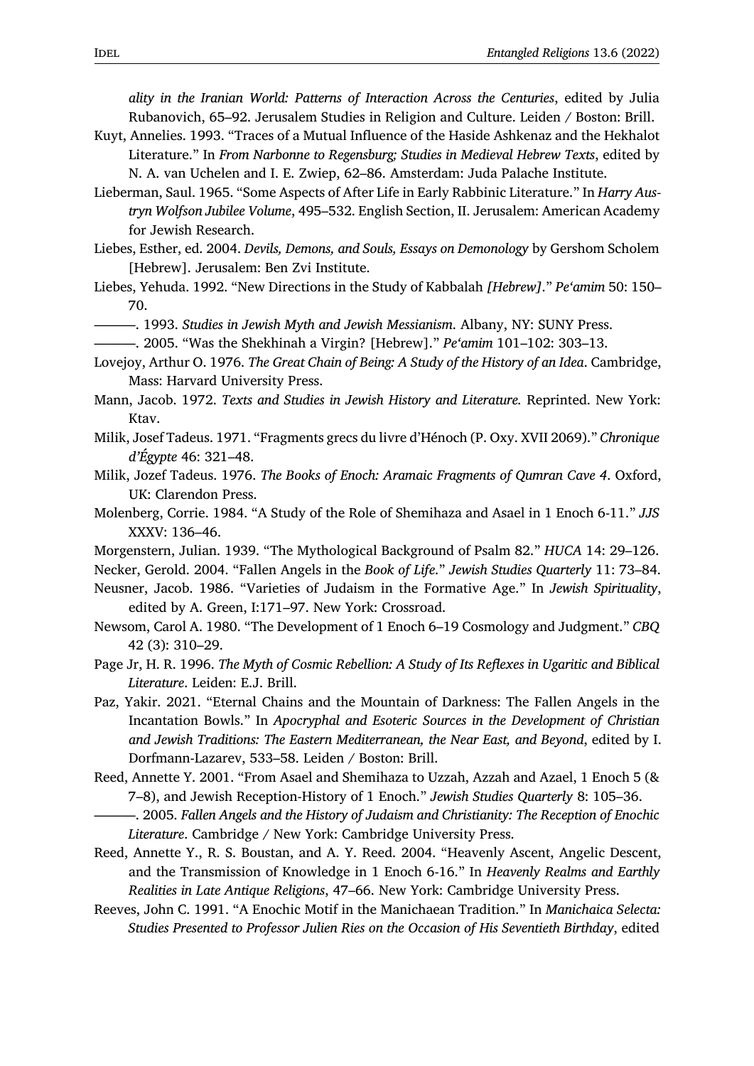*ality in the Iranian World: Patterns of Interaction Across the Centuries*, edited by Julia Rubanovich, 65–92. Jerusalem Studies in Religion and Culture. Leiden / Boston: Brill.

Kuyt, Annelies. 1993. "Traces of a Mutual Influence of the Haside Ashkenaz and the Hekhalot Literature." In *From Narbonne to Regensburg; Studies in Medieval Hebrew Texts*, edited by N. A. van Uchelen and I. E. Zwiep, 62–86. Amsterdam: Juda Palache Institute.

Lieberman, Saul. 1965. "Some Aspects of After Life in Early Rabbinic Literature." In *Harry Austryn Wolfson Jubilee Volume*, 495–532. English Section, II. Jerusalem: American Academy for Jewish Research.

Liebes, Esther, ed. 2004. *Devils, Demons, and Souls, Essays on Demonology* by Gershom Scholem [Hebrew]. Jerusalem: Ben Zvi Institute.

Liebes, Yehuda. 1992. "New Directions in the Study of Kabbalah *[Hebrew]*." *Pe'amim* 50: 150–70.

———. 1993. *Studies in Jewish Myth and Jewish Messianism*. Albany, NY: SUNY Press.

———. 2005. "Was the Shekhinah a Virgin? [Hebrew]." *Pe'amim* 101–102: 303–13.

Lovejoy, Arthur O. 1976. *The Great Chain of Being: A Study of the History of an Idea*. Cambridge, Mass: Harvard University Press.

Mann, Jacob. 1972. *Texts and Studies in Jewish History and Literature.* Reprinted. New York: Ktav.

Milik, Josef Tadeus. 1971. "Fragments grecs du livre d'Hénoch (P. Oxy. XVII 2069)." *Chronique d'Égypte* 46: 321–48.

Milik, Jozef Tadeus. 1976. *The Books of Enoch: Aramaic Fragments of Qumran Cave 4*. Oxford, UK: Clarendon Press.

Molenberg, Corrie. 1984. "A Study of the Role of Shemihaza and Asael in 1 Enoch 6-11." *JJS* XXXV: 136–46.

Morgenstern, Julian. 1939. "The Mythological Background of Psalm 82." *HUCA* 14: 29–126.

Necker, Gerold. 2004. "Fallen Angels in the *Book of Life*." *Jewish Studies Quarterly* 11: 73–84.

Neusner, Jacob. 1986. "Varieties of Judaism in the Formative Age." In *Jewish Spirituality*, edited by A. Green, I:171–97. New York: Crossroad.

Newsom, Carol A. 1980. "The Development of 1 Enoch 6–19 Cosmology and Judgment." *CBQ* 42 (3): 310–29.

Page Jr, H. R. 1996. *The Myth of Cosmic Rebellion: A Study of Its Reflexes in Ugaritic and Biblical Literature*. Leiden: E.J. Brill.

Paz, Yakir. 2021. "Eternal Chains and the Mountain of Darkness: The Fallen Angels in the Incantation Bowls." In *Apocryphal and Esoteric Sources in the Development of Christian and Jewish Traditions: The Eastern Mediterranean, the Near East, and Beyond*, edited by I. Dorfmann-Lazarev, 533–58. Leiden / Boston: Brill.

Reed, Annette Y. 2001. "From Asael and Shemihaza to Uzzah, Azzah and Azael, 1 Enoch 5 (& 7–8), and Jewish Reception-History of 1 Enoch." *Jewish Studies Quarterly* 8: 105–36.

———. 2005. *Fallen Angels and the History of Judaism and Christianity: The Reception of Enochic Literature*. Cambridge / New York: Cambridge University Press.

Reed, Annette Y., R. S. Boustan, and A. Y. Reed. 2004. "Heavenly Ascent, Angelic Descent, and the Transmission of Knowledge in 1 Enoch 6-16." In *Heavenly Realms and Earthly Realities in Late Antique Religions*, 47–66. New York: Cambridge University Press.

Reeves, John C. 1991. "A Enochic Motif in the Manichaean Tradition." In *Manichaica Selecta: Studies Presented to Professor Julien Ries on the Occasion of His Seventieth Birthday*, edited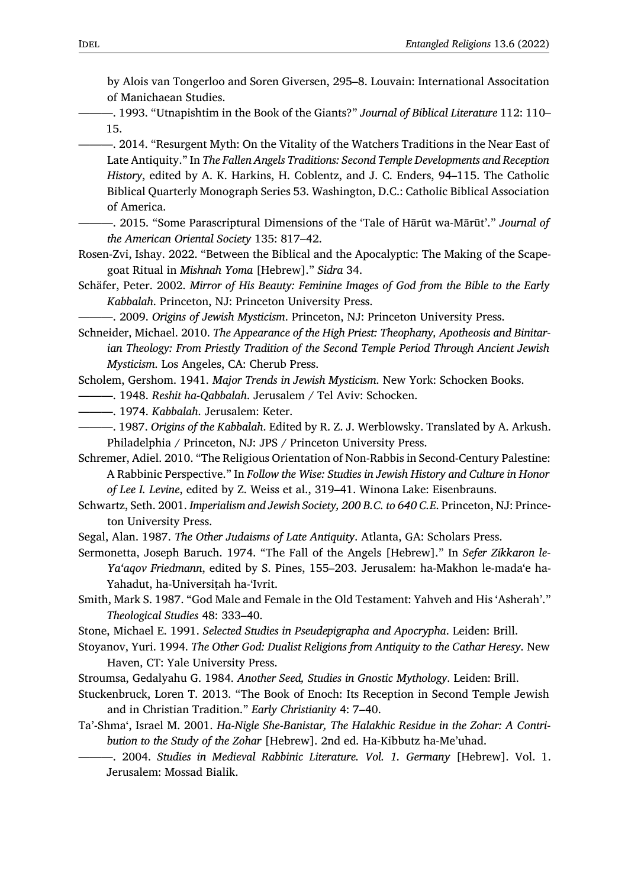by Alois van Tongerloo and Soren Giversen, 295–8. Louvain: International Association of Manichaean Studies.

———. 1993. “Utnapishtim in the Book of the Giants?” *Journal of Biblical Literature* 112: 110–15.

———. 2014. “Resurgent Myth: On the Vitality of the Watchers Traditions in the Near East of Late Antiquity.” In *The Fallen Angels Traditions: Second Temple Developments and Reception History*, edited by A. K. Harkins, H. Coblentz, and J. C. Enders, 94–115. The Catholic Biblical Quarterly Monograph Series 53. Washington, D.C.: Catholic Biblical Association of America.

———. 2015. “Some Parascriptural Dimensions of the ‘Tale of Hārūt wa-Mārūt’.” *Journal of the American Oriental Society* 135: 817–42.

Rosen-Zvi, Ishay. 2022. “Between the Biblical and the Apocalyptic: The Making of the Scapegoat Ritual in *Mishnah Yoma* [Hebrew].” *Sidra* 34.

Schäfer, Peter. 2002. *Mirror of His Beauty: Feminine Images of God from the Bible to the Early Kabbalah*. Princeton, NJ: Princeton University Press.

———. 2009. *Origins of Jewish Mysticism*. Princeton, NJ: Princeton University Press.

Schneider, Michael. 2010. *The Appearance of the High Priest: Theophany, Apotheosis and Binitarian Theology: From Priestly Tradition of the Second Temple Period Through Ancient Jewish Mysticism*. Los Angeles, CA: Cherub Press.

Scholem, Gershom. 1941. *Major Trends in Jewish Mysticism*. New York: Schocken Books.

———. 1948. *Reshit ha-Qabbalah*. Jerusalem / Tel Aviv: Schocken.

———. 1974. *Kabbalah*. Jerusalem: Keter.

———. 1987. *Origins of the Kabbalah*. Edited by R. Z. J. Werblowsky. Translated by A. Arkush. Philadelphia / Princeton, NJ: JPS / Princeton University Press.

Schremer, Adiel. 2010. “The Religious Orientation of Non-Rabbis in Second-Century Palestine: A Rabbinic Perspective.” In *Follow the Wise: Studies in Jewish History and Culture in Honor of Lee I. Levine*, edited by Z. Weiss et al., 319–41. Winona Lake: Eisenbrauns.

Schwartz, Seth. 2001. *Imperialism and Jewish Society, 200 B.C. to 640 C.E.* Princeton, NJ: Princeton University Press.

Segal, Alan. 1987. *The Other Judaisms of Late Antiquity*. Atlanta, GA: Scholars Press.

Sermonetta, Joseph Baruch. 1974. “The Fall of the Angels [Hebrew].” In *Sefer Zikkaron le-Ya‘aqov Friedmann*, edited by S. Pines, 155–203. Jerusalem: ha-Makhon le-mada‘e ha-Yahadut, ha-Universiṭah ha-‘Ivrit.

Smith, Mark S. 1987. “God Male and Female in the Old Testament: Yahveh and His ‘Asherah’.” *Theological Studies* 48: 333–40.

Stone, Michael E. 1991. *Selected Studies in Pseudepigrapha and Apocrypha*. Leiden: Brill.

Stoyanov, Yuri. 1994. *The Other God: Dualist Religions from Antiquity to the Cathar Heresy*. New Haven, CT: Yale University Press.

Stroumsa, Gedalyahu G. 1984. *Another Seed, Studies in Gnostic Mythology*. Leiden: Brill.

Stuckenbruck, Loren T. 2013. “The Book of Enoch: Its Reception in Second Temple Jewish and in Christian Tradition.” *Early Christianity* 4: 7–40.

Ta’-Shma‘, Israel M. 2001. *Ha-Nigle She-Banistar, The Halakhic Residue in the Zohar: A Contribution to the Study of the Zohar* [Hebrew]. 2nd ed. Ha-Kibbutz ha-Me’uhad.

———. 2004. *Studies in Medieval Rabbinic Literature. Vol. 1. Germany* [Hebrew]. Vol. 1. Jerusalem: Mossad Bialik.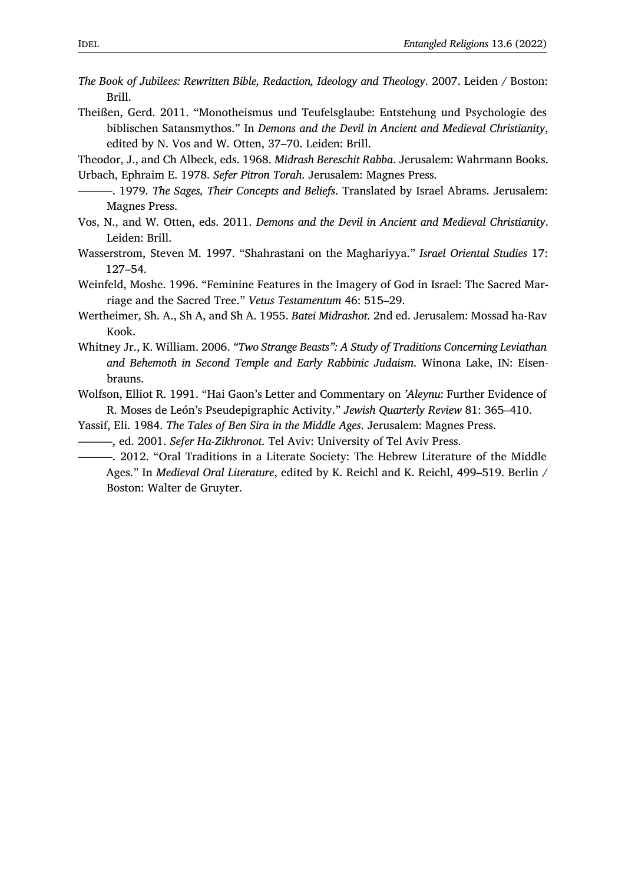*The Book of Jubilees: Rewritten Bible, Redaction, Ideology and Theology*. 2007. Leiden / Boston: Brill.

Theißen, Gerd. 2011. "Monotheismus und Teufelsglaube: Entstehung und Psychologie des biblischen Satansmythos." In *Demons and the Devil in Ancient and Medieval Christianity*, edited by N. Vos and W. Otten, 37–70. Leiden: Brill.

Theodor, J., and Ch Albeck, eds. 1968. *Midrash Bereschit Rabba*. Jerusalem: Wahrmann Books.

Urbach, Ephraim E. 1978. *Sefer Pitron Torah*. Jerusalem: Magnes Press.

———. 1979. *The Sages, Their Concepts and Beliefs*. Translated by Israel Abrams. Jerusalem: Magnes Press.

Vos, N., and W. Otten, eds. 2011. *Demons and the Devil in Ancient and Medieval Christianity*. Leiden: Brill.

Wasserstrom, Steven M. 1997. "Shahrastani on the Maghariyya." *Israel Oriental Studies* 17: 127–54.

Weinfeld, Moshe. 1996. "Feminine Features in the Imagery of God in Israel: The Sacred Marriage and the Sacred Tree." *Vetus Testamentum* 46: 515–29.

Wertheimer, Sh. A., Sh A, and Sh A. 1955. *Batei Midrashot*. 2nd ed. Jerusalem: Mossad ha-Rav Kook.

Whitney Jr., K. William. 2006. *"Two Strange Beasts": A Study of Traditions Concerning Leviathan and Behemoth in Second Temple and Early Rabbinic Judaism*. Winona Lake, IN: Eisenbrauns.

Wolfson, Elliot R. 1991. "Hai Gaon's Letter and Commentary on *'Aleynu*: Further Evidence of R. Moses de León's Pseudepigraphic Activity." *Jewish Quarterly Review* 81: 365–410.

Yassif, Eli. 1984. *The Tales of Ben Sira in the Middle Ages*. Jerusalem: Magnes Press.

———, ed. 2001. *Sefer Ha-Zikhronot*. Tel Aviv: University of Tel Aviv Press.

———. 2012. "Oral Traditions in a Literate Society: The Hebrew Literature of the Middle Ages." In *Medieval Oral Literature*, edited by K. Reichl and K. Reichl, 499–519. Berlin / Boston: Walter de Gruyter.